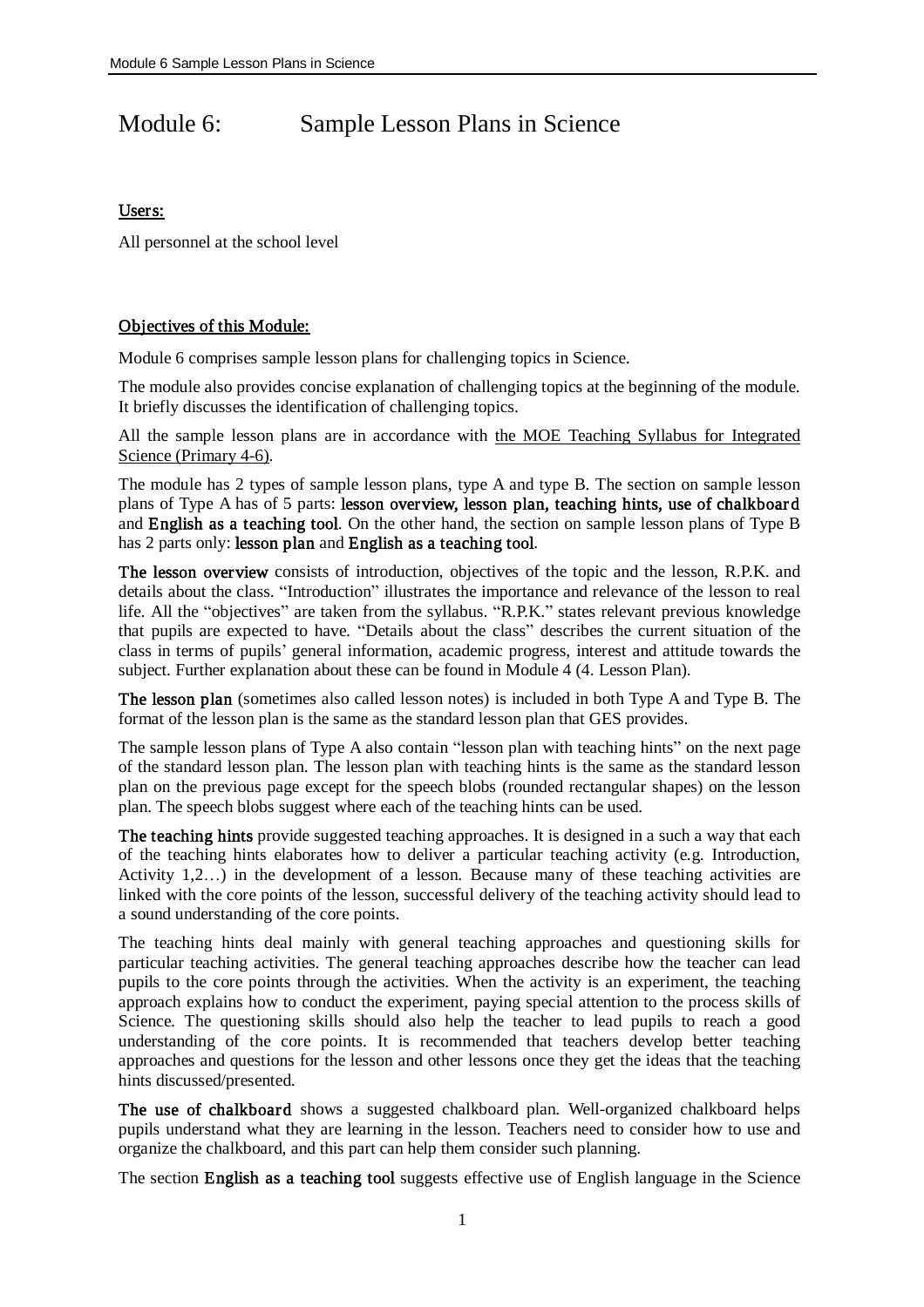# Module 6: Sample Lesson Plans in Science

**Users:**

All personnel at the school level

**Objectives of this Module:**

Module 6 comprises sample lesson plans for challenging topics in Science.

The module also provides concise explanation of challenging topics at the beginning of the module. It briefly discusses the identification of challenging topics.

All the sample lesson plans are in accordance with the MOE Teaching Syllabus for Integrated Science (Primary 4-6).

The module has 2 types of sample lesson plans, type A and type B. The section on sample lesson plans of Type A has of 5 parts: **lesson overview, lesson plan, teaching hints, use of chalkboard** and **English as a teaching tool**. On the other hand, the section on sample lesson plans of Type B has 2 parts only: **lesson plan** and **English as a teaching tool**.

**The lesson overview** consists of introduction, objectives of the topic and the lesson, R.P.K. and details about the class. "Introduction" illustrates the importance and relevance of the lesson to real life. All the "objectives" are taken from the syllabus. "R.P.K." states relevant previous knowledge that pupils are expected to have. "Details about the class" describes the current situation of the class in terms of pupils' general information, academic progress, interest and attitude towards the subject. Further explanation about these can be found in Module 4 (4. Lesson Plan).

**The lesson plan** (sometimes also called lesson notes) is included in both Type A and Type B. The format of the lesson plan is the same as the standard lesson plan that GES provides.

The sample lesson plans of Type A also contain "lesson plan with teaching hints" on the next page of the standard lesson plan. The lesson plan with teaching hints is the same as the standard lesson plan on the previous page except for the speech blobs (rounded rectangular shapes) on the lesson plan. The speech blobs suggest where each of the teaching hints can be used.

**The teaching hints** provide suggested teaching approaches. It is designed in a such a way that each of the teaching hints elaborates how to deliver a particular teaching activity (e.g. Introduction, Activity 1,2…) in the development of a lesson. Because many of these teaching activities are linked with the core points of the lesson, successful delivery of the teaching activity should lead to a sound understanding of the core points.

The teaching hints deal mainly with general teaching approaches and questioning skills for particular teaching activities. The general teaching approaches describe how the teacher can lead pupils to the core points through the activities. When the activity is an experiment, the teaching approach explains how to conduct the experiment, paying special attention to the process skills of Science. The questioning skills should also help the teacher to lead pupils to reach a good understanding of the core points. It is recommended that teachers develop better teaching approaches and questions for the lesson and other lessons once they get the ideas that the teaching hints discussed/presented.

**The use of chalkboard** shows a suggested chalkboard plan. Well-organized chalkboard helps pupils understand what they are learning in the lesson. Teachers need to consider how to use and organize the chalkboard, and this part can help them consider such planning.

The section **English as a teaching tool** suggests effective use of English language in the Science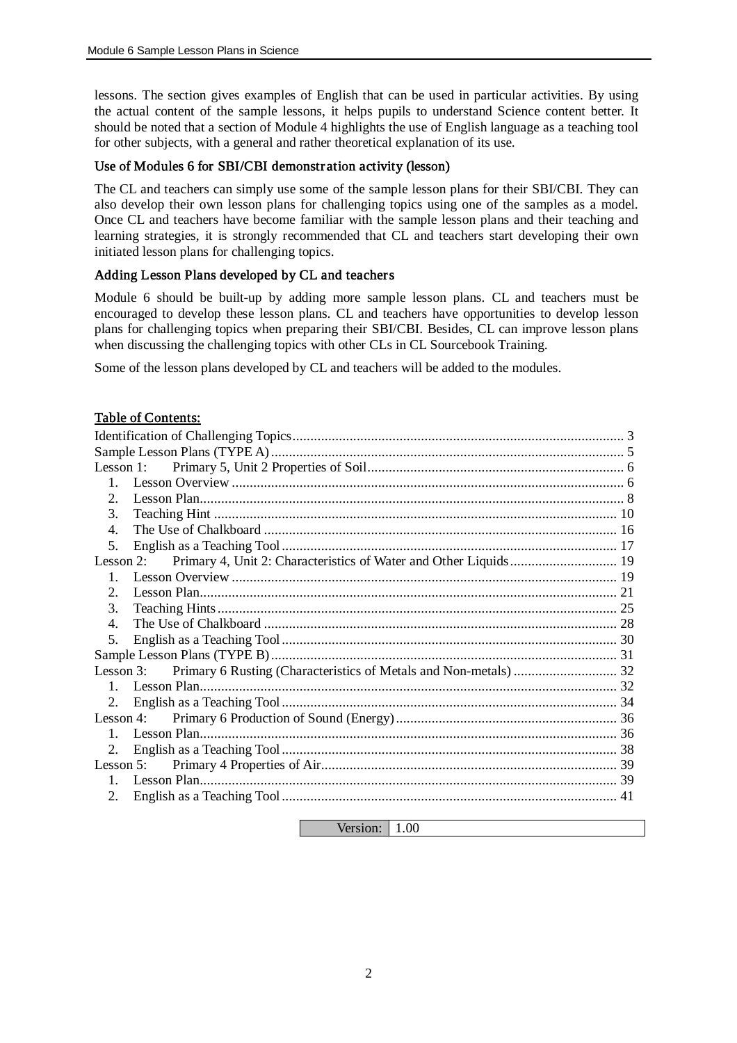lessons. The section gives examples of English that can be used in particular activities. By using the actual content of the sample lessons, it helps pupils to understand Science content better. It should be noted that a section of Module 4 highlights the use of English language as a teaching tool for other subjects, with a general and rather theoretical explanation of its use.

### Use of Modules 6 for SBI/CBI demonstration activity (lesson)

The CL and teachers can simply use some of the sample lesson plans for their SBI/CBI. They can also develop their own lesson plans for challenging topics using one of the samples as a model. Once CL and teachers have become familiar with the sample lesson plans and their teaching and learning strategies, it is strongly recommended that CL and teachers start developing their own initiated lesson plans for challenging topics.

### Adding Lesson Plans developed by CL and teachers

Module 6 should be built-up by adding more sample lesson plans. CL and teachers must be encouraged to develop these lesson plans. CL and teachers have opportunities to develop lesson plans for challenging topics when preparing their SBI/CBI. Besides, CL can improve lesson plans when discussing the challenging topics with other CLs in CL Sourcebook Training.

Some of the lesson plans developed by CL and teachers will be added to the modules.

## Table of Contents:

Identification of Challenging Topics ........ 3
Sample Lesson Plans (TYPE A) ........ 5
Lesson 1: Primary 5, Unit 2 Properties of Soil ........ 6
1. Lesson Overview ........ 6
2. Lesson Plan ........ 8
3. Teaching Hint ........ 10
4. The Use of Chalkboard ........ 16
5. English as a Teaching Tool ........ 17

Lesson 2: Primary 4, Unit 2: Characteristics of Water and Other Liquids ........ 19
1. Lesson Overview ........ 19
2. Lesson Plan ........ 21
3. Teaching Hints ........ 25
4. The Use of Chalkboard ........ 28
5. English as a Teaching Tool ........ 30

Sample Lesson Plans (TYPE B) ........ 31
Lesson 3: Primary 6 Rusting (Characteristics of Metals and Non-metals) ........ 32
1. Lesson Plan ........ 32
2. English as a Teaching Tool ........ 34

Lesson 4: Primary 6 Production of Sound (Energy) ........ 36
1. Lesson Plan ........ 36
2. English as a Teaching Tool ........ 38

Lesson 5: Primary 4 Properties of Air ........ 39
1. Lesson Plan ........ 39
2. English as a Teaching Tool ........ 41

| Version: | 1.00 |
|---|---|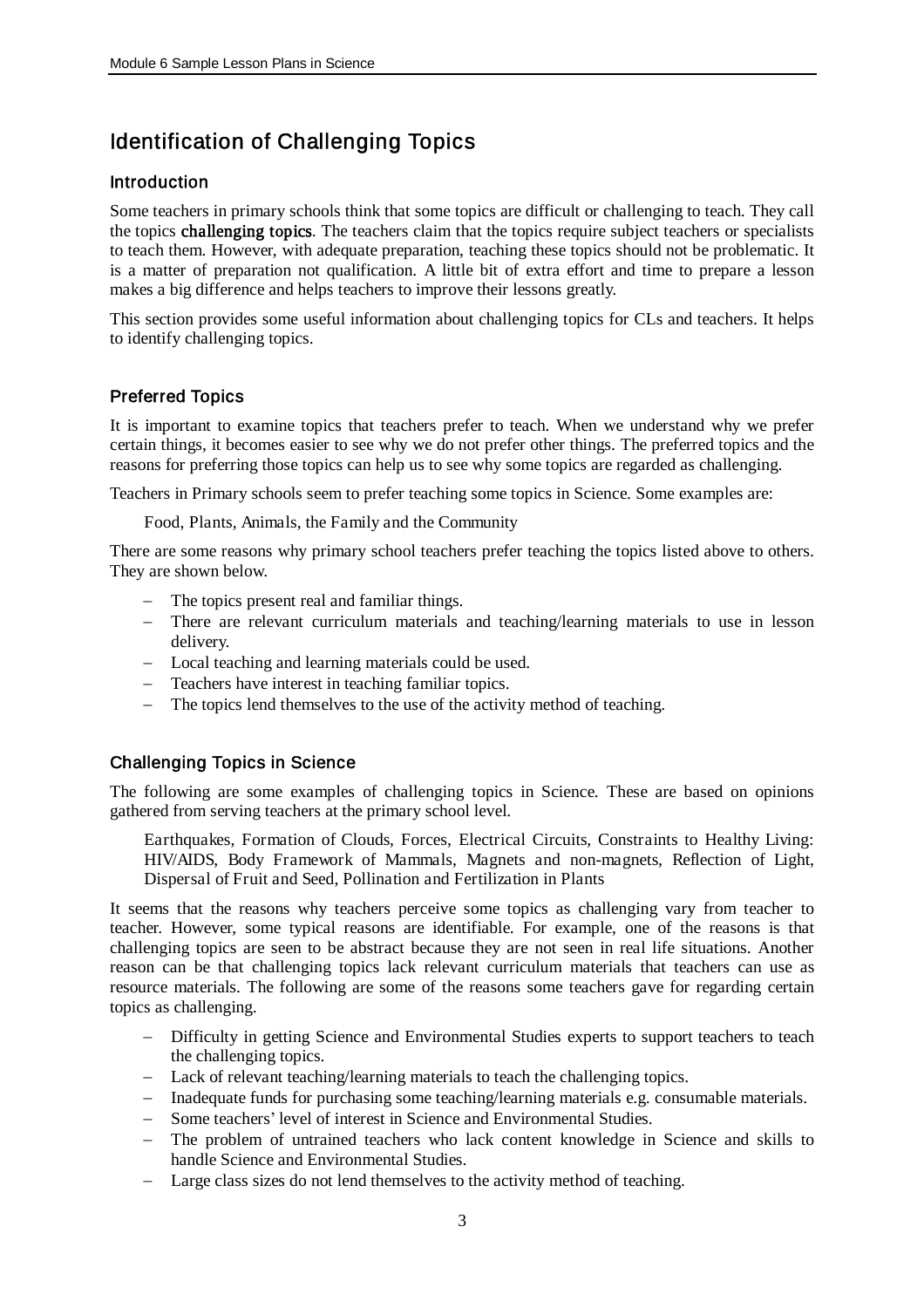## Identification of Challenging Topics

### Introduction

Some teachers in primary schools think that some topics are difficult or challenging to teach. They call the topics **challenging topics**. The teachers claim that the topics require subject teachers or specialists to teach them. However, with adequate preparation, teaching these topics should not be problematic. It is a matter of preparation not qualification. A little bit of extra effort and time to prepare a lesson makes a big difference and helps teachers to improve their lessons greatly.

This section provides some useful information about challenging topics for CLs and teachers. It helps to identify challenging topics.

### Preferred Topics

It is important to examine topics that teachers prefer to teach. When we understand why we prefer certain things, it becomes easier to see why we do not prefer other things. The preferred topics and the reasons for preferring those topics can help us to see why some topics are regarded as challenging.

Teachers in Primary schools seem to prefer teaching some topics in Science. Some examples are:

> Food, Plants, Animals, the Family and the Community

There are some reasons why primary school teachers prefer teaching the topics listed above to others. They are shown below.

- The topics present real and familiar things.
- There are relevant curriculum materials and teaching/learning materials to use in lesson delivery.
- Local teaching and learning materials could be used.
- Teachers have interest in teaching familiar topics.
- The topics lend themselves to the use of the activity method of teaching.

### Challenging Topics in Science

The following are some examples of challenging topics in Science. These are based on opinions gathered from serving teachers at the primary school level.

> Earthquakes, Formation of Clouds, Forces, Electrical Circuits, Constraints to Healthy Living: HIV/AIDS, Body Framework of Mammals, Magnets and non-magnets, Reflection of Light, Dispersal of Fruit and Seed, Pollination and Fertilization in Plants

It seems that the reasons why teachers perceive some topics as challenging vary from teacher to teacher. However, some typical reasons are identifiable. For example, one of the reasons is that challenging topics are seen to be abstract because they are not seen in real life situations. Another reason can be that challenging topics lack relevant curriculum materials that teachers can use as resource materials. The following are some of the reasons some teachers gave for regarding certain topics as challenging.

- Difficulty in getting Science and Environmental Studies experts to support teachers to teach the challenging topics.
- Lack of relevant teaching/learning materials to teach the challenging topics.
- Inadequate funds for purchasing some teaching/learning materials e.g. consumable materials.
- Some teachers' level of interest in Science and Environmental Studies.
- The problem of untrained teachers who lack content knowledge in Science and skills to handle Science and Environmental Studies.
- Large class sizes do not lend themselves to the activity method of teaching.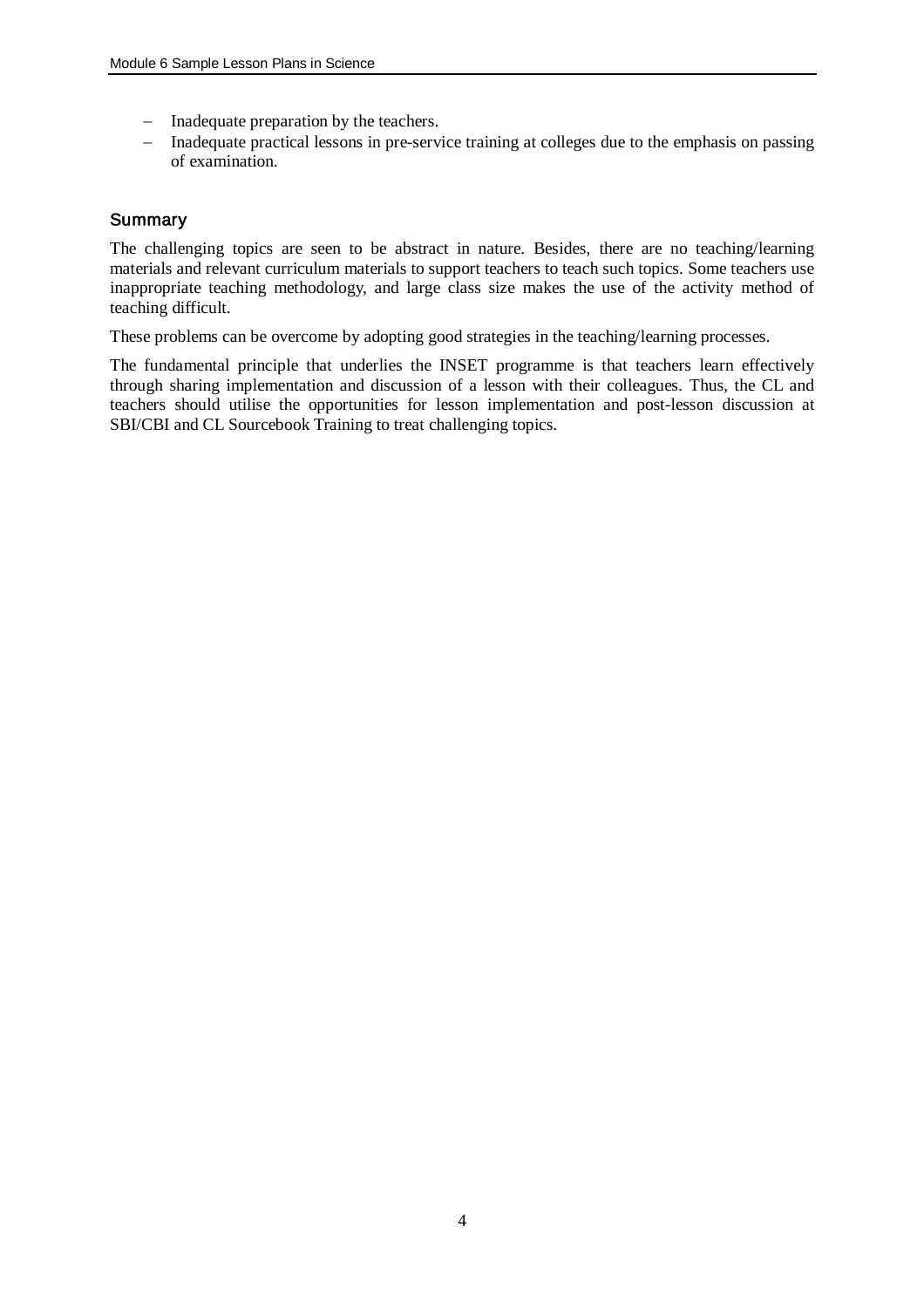- Inadequate preparation by the teachers.
- Inadequate practical lessons in pre-service training at colleges due to the emphasis on passing of examination.

### Summary

The challenging topics are seen to be abstract in nature. Besides, there are no teaching/learning materials and relevant curriculum materials to support teachers to teach such topics. Some teachers use inappropriate teaching methodology, and large class size makes the use of the activity method of teaching difficult.

These problems can be overcome by adopting good strategies in the teaching/learning processes.

The fundamental principle that underlies the INSET programme is that teachers learn effectively through sharing implementation and discussion of a lesson with their colleagues. Thus, the CL and teachers should utilise the opportunities for lesson implementation and post-lesson discussion at SBI/CBI and CL Sourcebook Training to treat challenging topics.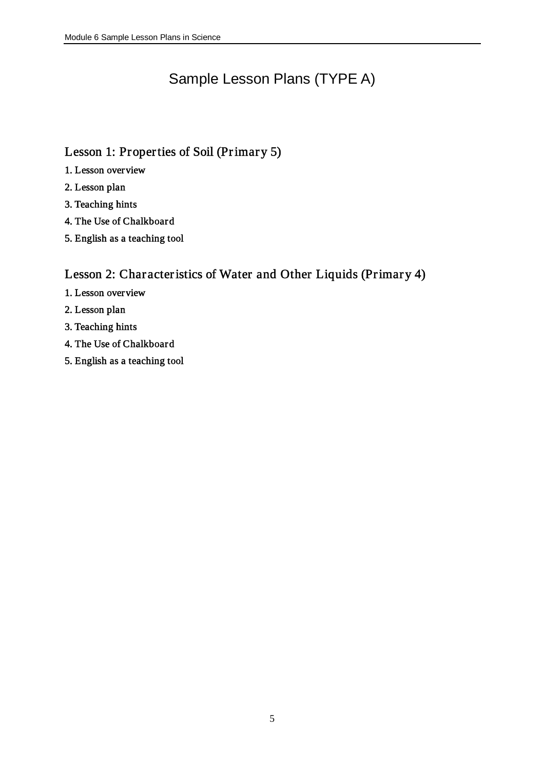# Sample Lesson Plans (TYPE A)

## Lesson 1: Properties of Soil (Primary 5)

1. Lesson overview
2. Lesson plan
3. Teaching hints
4. The Use of Chalkboard
5. English as a teaching tool

## Lesson 2: Characteristics of Water and Other Liquids (Primary 4)

1. Lesson overview
2. Lesson plan
3. Teaching hints
4. The Use of Chalkboard
5. English as a teaching tool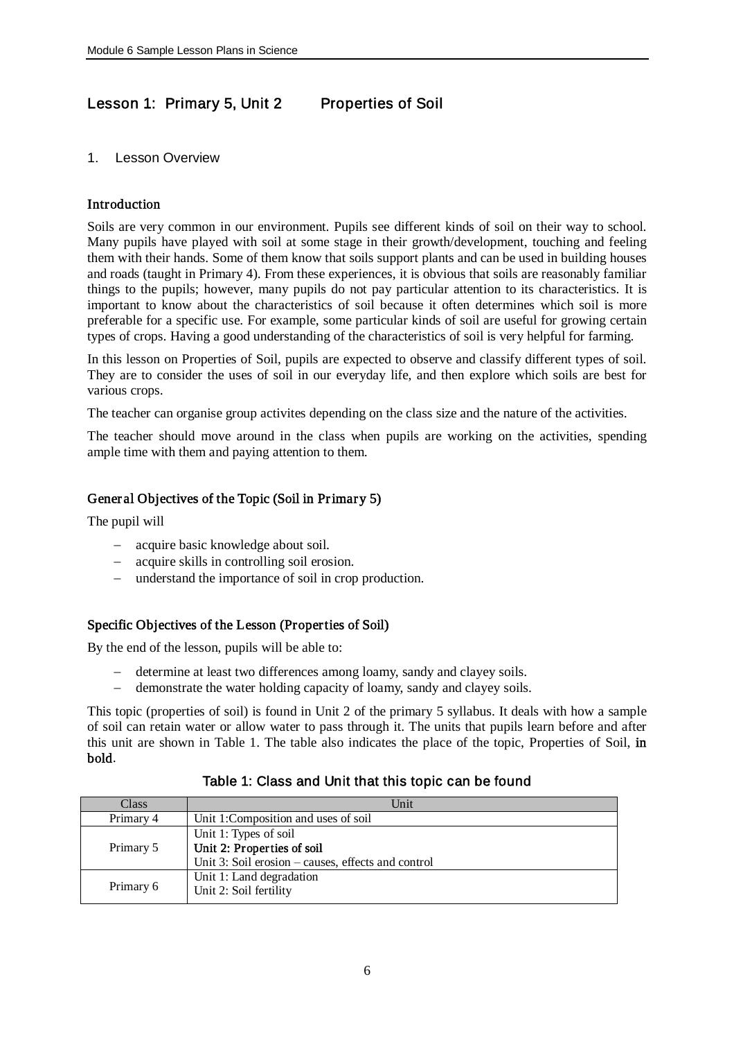## Lesson 1: Primary 5, Unit 2 Properties of Soil

### 1. Lesson Overview

#### Introduction

Soils are very common in our environment. Pupils see different kinds of soil on their way to school. Many pupils have played with soil at some stage in their growth/development, touching and feeling them with their hands. Some of them know that soils support plants and can be used in building houses and roads (taught in Primary 4). From these experiences, it is obvious that soils are reasonably familiar things to the pupils; however, many pupils do not pay particular attention to its characteristics. It is important to know about the characteristics of soil because it often determines which soil is more preferable for a specific use. For example, some particular kinds of soil are useful for growing certain types of crops. Having a good understanding of the characteristics of soil is very helpful for farming.

In this lesson on Properties of Soil, pupils are expected to observe and classify different types of soil. They are to consider the uses of soil in our everyday life, and then explore which soils are best for various crops.

The teacher can organise group activites depending on the class size and the nature of the activities.

The teacher should move around in the class when pupils are working on the activities, spending ample time with them and paying attention to them.

#### General Objectives of the Topic (Soil in Primary 5)

The pupil will

- acquire basic knowledge about soil.
- acquire skills in controlling soil erosion.
- understand the importance of soil in crop production.

#### Specific Objectives of the Lesson (Properties of Soil)

By the end of the lesson, pupils will be able to:

- determine at least two differences among loamy, sandy and clayey soils.
- demonstrate the water holding capacity of loamy, sandy and clayey soils.

This topic (properties of soil) is found in Unit 2 of the primary 5 syllabus. It deals with how a sample of soil can retain water or allow water to pass through it. The units that pupils learn before and after this unit are shown in Table 1. The table also indicates the place of the topic, Properties of Soil, **in bold**.

Table 1: Class and Unit that this topic can be found

| Class | Unit |
|---|---|
| Primary 4 | Unit 1:Composition and uses of soil |
| Primary 5 | Unit 1: Types of soil<br>**Unit 2: Properties of soil**<br>Unit 3: Soil erosion – causes, effects and control |
| Primary 6 | Unit 1: Land degradation<br>Unit 2: Soil fertility |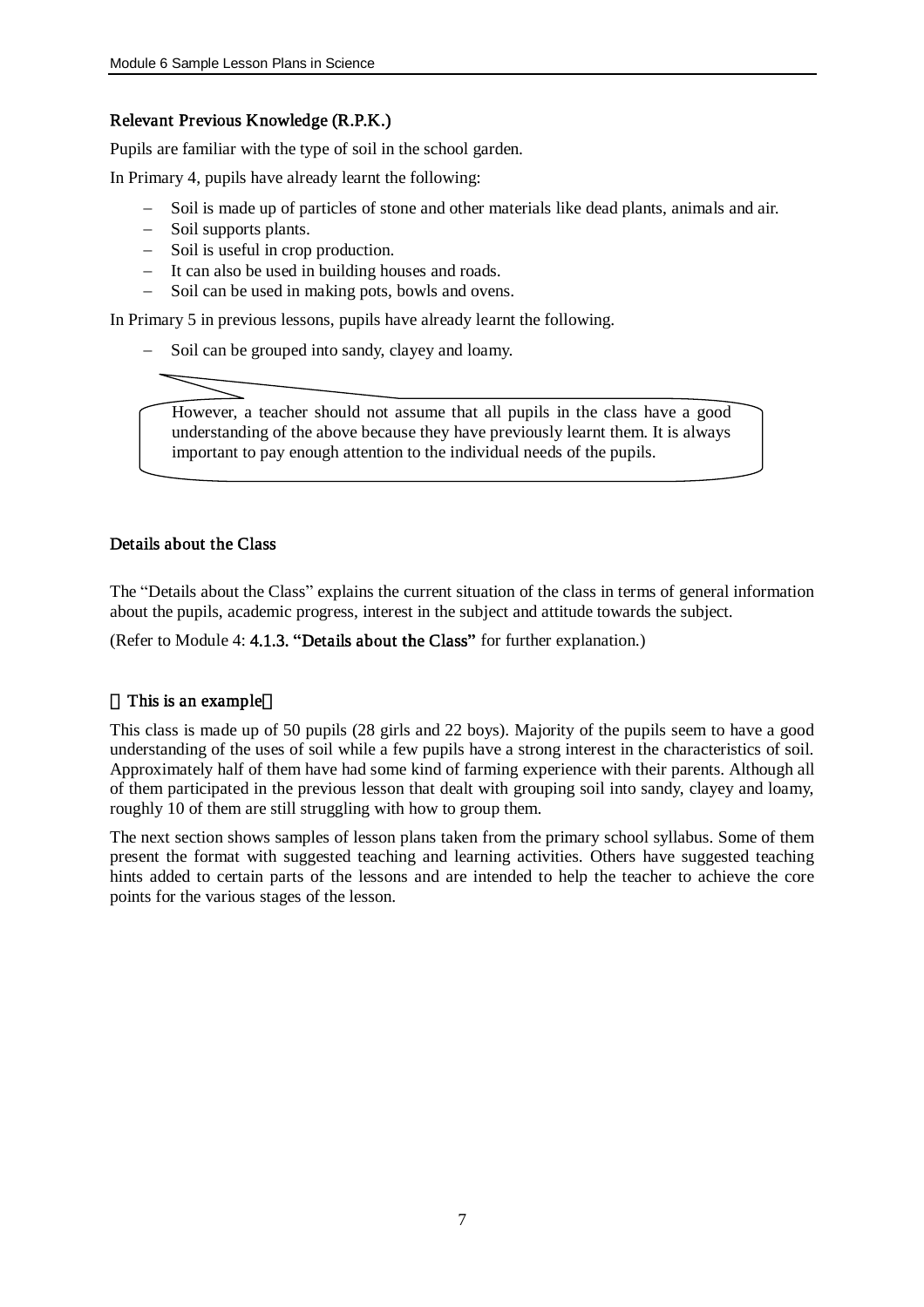### Relevant Previous Knowledge (R.P.K.)

Pupils are familiar with the type of soil in the school garden.

In Primary 4, pupils have already learnt the following:

- Soil is made up of particles of stone and other materials like dead plants, animals and air.
- Soil supports plants.
- Soil is useful in crop production.
- It can also be used in building houses and roads.
- Soil can be used in making pots, bowls and ovens.

In Primary 5 in previous lessons, pupils have already learnt the following.

- Soil can be grouped into sandy, clayey and loamy.

> However, a teacher should not assume that all pupils in the class have a good understanding of the above because they have previously learnt them. It is always important to pay enough attention to the individual needs of the pupils.

### Details about the Class

The "Details about the Class" explains the current situation of the class in terms of general information about the pupils, academic progress, interest in the subject and attitude towards the subject.

(Refer to Module 4: **4.1.3. "Details about the Class"** for further explanation.)

**This is an example**

This class is made up of 50 pupils (28 girls and 22 boys). Majority of the pupils seem to have a good understanding of the uses of soil while a few pupils have a strong interest in the characteristics of soil. Approximately half of them have had some kind of farming experience with their parents. Although all of them participated in the previous lesson that dealt with grouping soil into sandy, clayey and loamy, roughly 10 of them are still struggling with how to group them.

The next section shows samples of lesson plans taken from the primary school syllabus. Some of them present the format with suggested teaching and learning activities. Others have suggested teaching hints added to certain parts of the lessons and are intended to help the teacher to achieve the core points for the various stages of the lesson.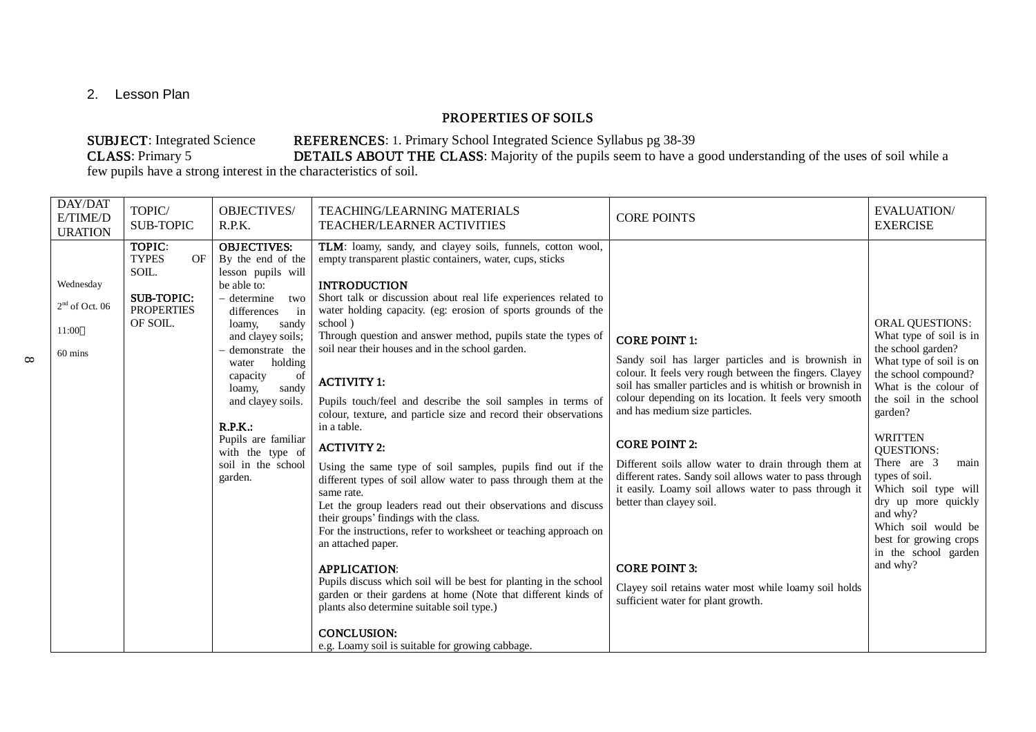2. Lesson Plan

## PROPERTIES OF SOILS

**SUBJECT**: Integrated Science **REFERENCES**: 1. Primary School Integrated Science Syllabus pg 38-39
**CLASS**: Primary 5 **DETAILS ABOUT THE CLASS**: Majority of the pupils seem to have a good understanding of the uses of soil while a few pupils have a strong interest in the characteristics of soil.

| DAY/DATE/TIME/DURATION | TOPIC/ SUB-TOPIC | OBJECTIVES/ R.P.K. | TEACHING/LEARNING MATERIALS TEACHER/LEARNER ACTIVITIES | CORE POINTS | EVALUATION/ EXERCISE |
|---|---|---|---|---|---|
| Wednesday<br><br>2nd of Oct. 06<br><br>11:00<br><br>60 mins | **TOPIC**: TYPES OF SOIL.<br><br>**SUB-TOPIC:** PROPERTIES OF SOIL. | **OBJECTIVES:** By the end of the lesson pupils will be able to:<br>− determine two differences in loamy, sandy and clayey soils;<br>− demonstrate the water holding capacity of loamy, sandy and clayey soils.<br><br>**R.P.K.:**<br>Pupils are familiar with the type of soil in the school garden. | **TLM**: loamy, sandy, and clayey soils, funnels, cotton wool, empty transparent plastic containers, water, cups, sticks<br><br>**INTRODUCTION**<br>Short talk or discussion about real life experiences related to water holding capacity. (eg: erosion of sports grounds of the school )<br>Through question and answer method, pupils state the types of soil near their houses and in the school garden.<br><br>**ACTIVITY 1:**<br>Pupils touch/feel and describe the soil samples in terms of colour, texture, and particle size and record their observations in a table.<br><br>**ACTIVITY 2:**<br>Using the same type of soil samples, pupils find out if the different types of soil allow water to pass through them at the same rate.<br>Let the group leaders read out their observations and discuss their groups' findings with the class.<br>For the instructions, refer to worksheet or teaching approach on an attached paper.<br><br>**APPLICATION**:<br>Pupils discuss which soil will be best for planting in the school garden or their gardens at home (Note that different kinds of plants also determine suitable soil type.)<br><br>**CONCLUSION:**<br>e.g. Loamy soil is suitable for growing cabbage. | **CORE POINT 1:**<br>Sandy soil has larger particles and is brownish in colour. It feels very rough between the fingers. Clayey soil has smaller particles and is whitish or brownish in colour depending on its location. It feels very smooth and has medium size particles.<br><br>**CORE POINT 2:**<br>Different soils allow water to drain through them at different rates. Sandy soil allows water to pass through it easily. Loamy soil allows water to pass through it better than clayey soil.<br><br>**CORE POINT 3:**<br>Clayey soil retains water most while loamy soil holds sufficient water for plant growth. | ORAL QUESTIONS:<br>What type of soil is in the school garden?<br>What type of soil is on the school compound?<br>What is the colour of the soil in the school garden?<br><br>WRITTEN QUESTIONS:<br>There are 3 main types of soil.<br>Which soil type will dry up more quickly and why?<br>Which soil would be best for growing crops in the school garden and why? |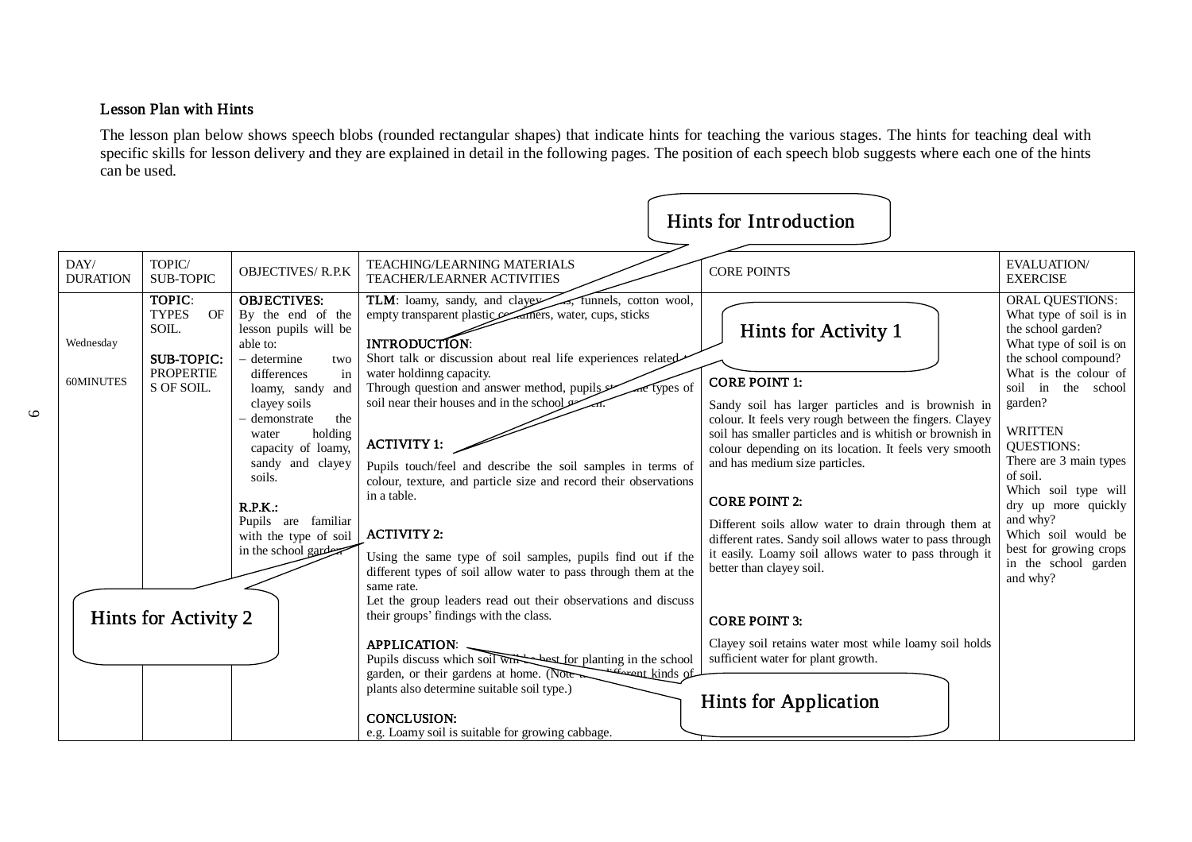### Lesson Plan with Hints

The lesson plan below shows speech blobs (rounded rectangular shapes) that indicate hints for teaching the various stages. The hints for teaching deal with specific skills for lesson delivery and they are explained in detail in the following pages. The position of each speech blob suggests where each one of the hints can be used.

Hints for Introduction

Hints for Activity 1

Hints for Activity 2

Hints for Application

| DAY/ DURATION | TOPIC/ SUB-TOPIC | OBJECTIVES/ R.P.K | TEACHING/LEARNING MATERIALS TEACHER/LEARNER ACTIVITIES | CORE POINTS | EVALUATION/ EXERCISE |
|---|---|---|---|---|---|
| Wednesday<br><br>60MINUTES | **TOPIC**: TYPES OF SOIL.<br><br>**SUB-TOPIC:** PROPERTIES OF SOIL. | **OBJECTIVES:** By the end of the lesson pupils will be able to:<br>– determine two differences in loamy, sandy and clayey soils<br>– demonstrate the water holding capacity of loamy, sandy and clayey soils.<br><br>**R.P.K.:** Pupils are familiar with the type of soil in the school garden. | **TLM**: loamy, sandy, and clayey soils, funnels, cotton wool, empty transparent plastic containers, water, cups, sticks<br><br>**INTRODUCTION**: Short talk or discussion about real life experiences related to water holdinng capacity. Through question and answer method, pupils state the types of soil near their houses and in the school garden.<br><br>**ACTIVITY 1:** Pupils touch/feel and describe the soil samples in terms of colour, texture, and particle size and record their observations in a table.<br><br>**ACTIVITY 2:** Using the same type of soil samples, pupils find out if the different types of soil allow water to pass through them at the same rate. Let the group leaders read out their observations and discuss their groups' findings with the class.<br><br>**APPLICATION**: Pupils discuss which soil will be best for planting in the school garden, or their gardens at home. (Note that different kinds of plants also determine suitable soil type.)<br><br>**CONCLUSION:** e.g. Loamy soil is suitable for growing cabbage. | **CORE POINT 1:** Sandy soil has larger particles and is brownish in colour. It feels very rough between the fingers. Clayey soil has smaller particles and is whitish or brownish in colour depending on its location. It feels very smooth and has medium size particles.<br><br>**CORE POINT 2:** Different soils allow water to drain through them at different rates. Sandy soil allows water to pass through it easily. Loamy soil allows water to pass through it better than clayey soil.<br><br>**CORE POINT 3:** Clayey soil retains water most while loamy soil holds sufficient water for plant growth. | ORAL QUESTIONS:<br>What type of soil is in the school garden?<br>What type of soil is on the school compound?<br>What is the colour of soil in the school garden?<br><br>WRITTEN QUESTIONS:<br>There are 3 main types of soil.<br>Which soil type will dry up more quickly and why?<br>Which soil would be best for growing crops in the school garden and why? |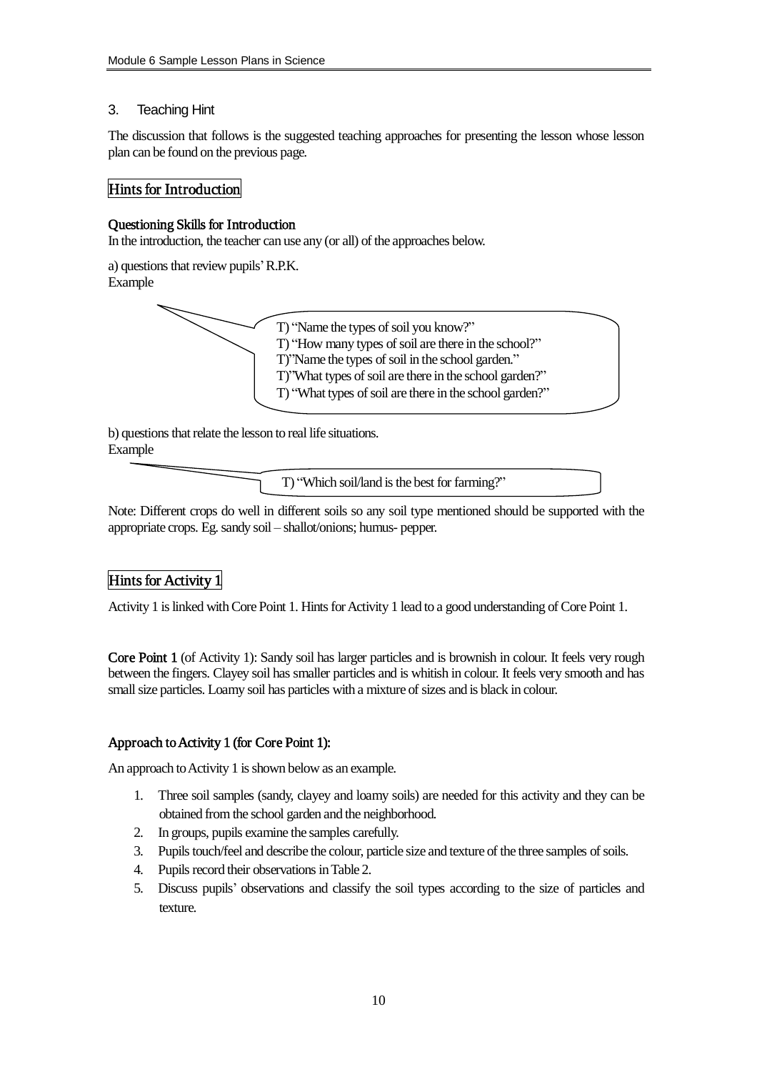3. Teaching Hint

The discussion that follows is the suggested teaching approaches for presenting the lesson whose lesson plan can be found on the previous page.

## Hints for Introduction

### Questioning Skills for Introduction

In the introduction, the teacher can use any (or all) of the approaches below.

a) questions that review pupils' R.P.K.
Example

> T) "Name the types of soil you know?"
> T) "How many types of soil are there in the school?"
> T)"Name the types of soil in the school garden."
> T)"What types of soil are there in the school garden?"
> T) "What types of soil are there in the school garden?"

b) questions that relate the lesson to real life situations.
Example

> T) "Which soil/land is the best for farming?"

Note: Different crops do well in different soils so any soil type mentioned should be supported with the appropriate crops. Eg. sandy soil – shallot/onions; humus- pepper.

## Hints for Activity 1

Activity 1 is linked with Core Point 1. Hints for Activity 1 lead to a good understanding of Core Point 1.

**Core Point 1** (of Activity 1): Sandy soil has larger particles and is brownish in colour. It feels very rough between the fingers. Clayey soil has smaller particles and is whitish in colour. It feels very smooth and has small size particles. Loamy soil has particles with a mixture of sizes and is black in colour.

### Approach to Activity 1 (for Core Point 1):

An approach to Activity 1 is shown below as an example.

1. Three soil samples (sandy, clayey and loamy soils) are needed for this activity and they can be obtained from the school garden and the neighborhood.
2. In groups, pupils examine the samples carefully.
3. Pupils touch/feel and describe the colour, particle size and texture of the three samples of soils.
4. Pupils record their observations in Table 2.
5. Discuss pupils' observations and classify the soil types according to the size of particles and texture.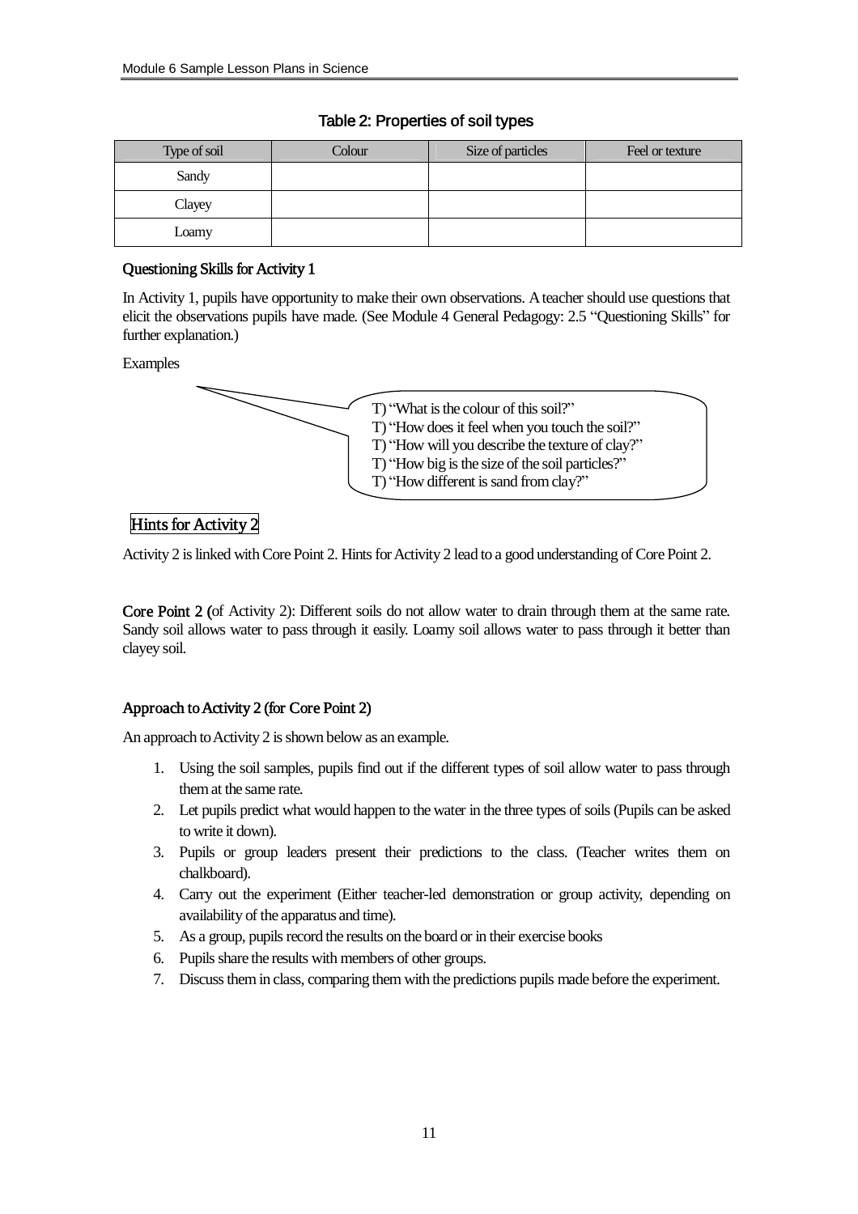### Table 2: Properties of soil types

| Type of soil | Colour | Size of particles | Feel or texture |
|---|---|---|---|
| Sandy | | | |
| Clayey | | | |
| Loamy | | | |

#### Questioning Skills for Activity 1

In Activity 1, pupils have opportunity to make their own observations. A teacher should use questions that elicit the observations pupils have made. (See Module 4 General Pedagogy: 2.5 "Questioning Skills" for further explanation.)

Examples

> T) "What is the colour of this soil?"
> T) "How does it feel when you touch the soil?"
> T) "How will you describe the texture of clay?"
> T) "How big is the size of the soil particles?"
> T) "How different is sand from clay?"

## Hints for Activity 2

Activity 2 is linked with Core Point 2. Hints for Activity 2 lead to a good understanding of Core Point 2.

**Core Point 2** (of Activity 2): Different soils do not allow water to drain through them at the same rate. Sandy soil allows water to pass through it easily. Loamy soil allows water to pass through it better than clayey soil.

#### Approach to Activity 2 (for Core Point 2)

An approach to Activity 2 is shown below as an example.

1. Using the soil samples, pupils find out if the different types of soil allow water to pass through them at the same rate.
2. Let pupils predict what would happen to the water in the three types of soils (Pupils can be asked to write it down).
3. Pupils or group leaders present their predictions to the class. (Teacher writes them on chalkboard).
4. Carry out the experiment (Either teacher-led demonstration or group activity, depending on availability of the apparatus and time).
5. As a group, pupils record the results on the board or in their exercise books
6. Pupils share the results with members of other groups.
7. Discuss them in class, comparing them with the predictions pupils made before the experiment.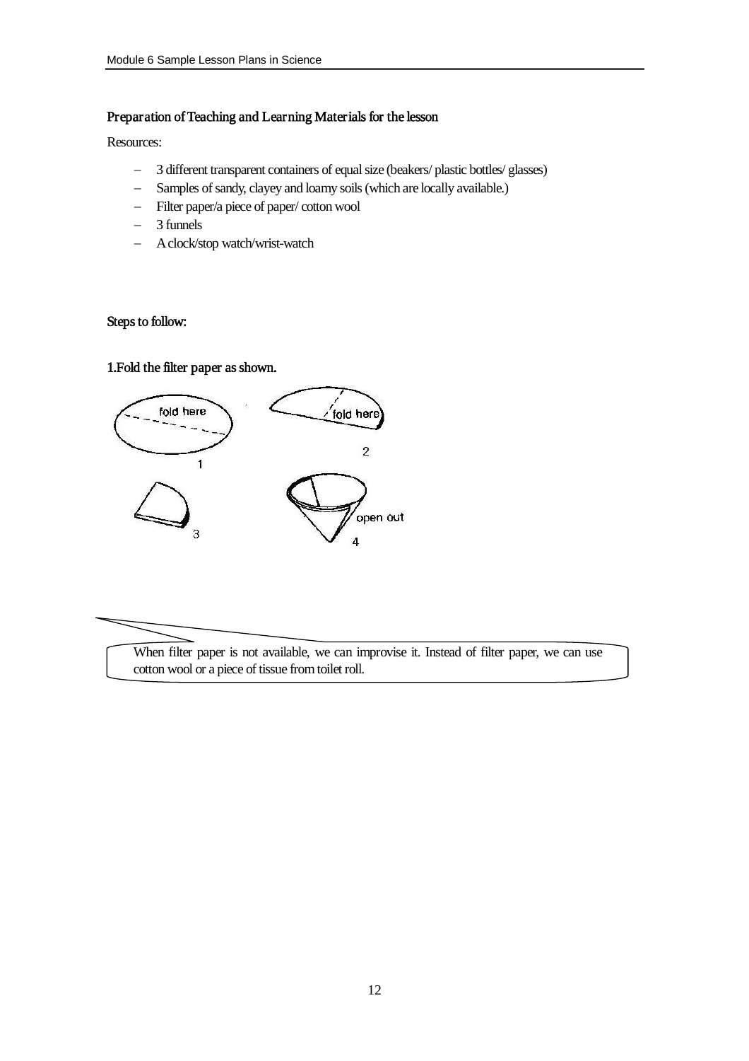### Preparation of Teaching and Learning Materials for the lesson

Resources:

- 3 different transparent containers of equal size (beakers/ plastic bottles/ glasses)
- Samples of sandy, clayey and loamy soils (which are locally available.)
- Filter paper/a piece of paper/ cotton wool
- 3 funnels
- A clock/stop watch/wrist-watch

### Steps to follow:

**1.Fold the filter paper as shown.**

fold here

1

fold here

2

3

open out

4

When filter paper is not available, we can improvise it. Instead of filter paper, we can use cotton wool or a piece of tissue from toilet roll.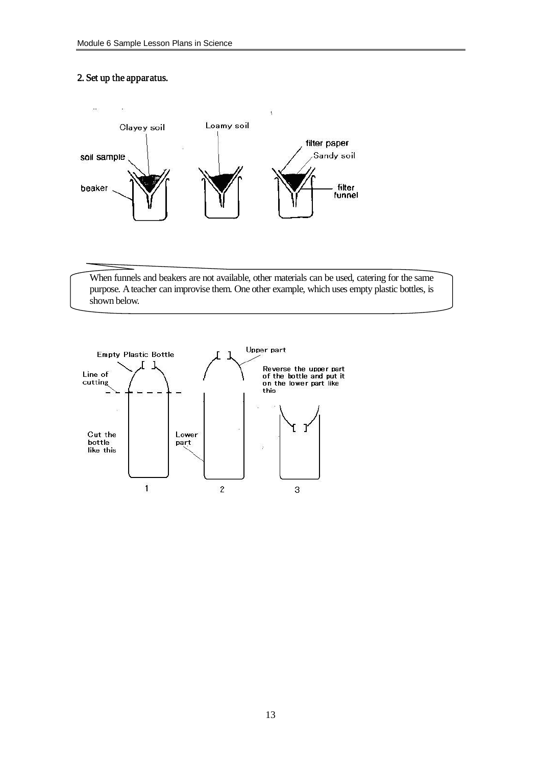**2. Set up the apparatus.**

Clayey soil

Loamy soil

filter paper

soil sample

Sandy soil

beaker

filter funnel

When funnels and beakers are not available, other materials can be used, catering for the same purpose. A teacher can improvise them. One other example, which uses empty plastic bottles, is shown below.

Empty Plastic Bottle

Line of cutting

Cut the bottle like this

Upper part

Lower part

Reverse the upper part of the bottle and put it on the lower part like this

1

2

3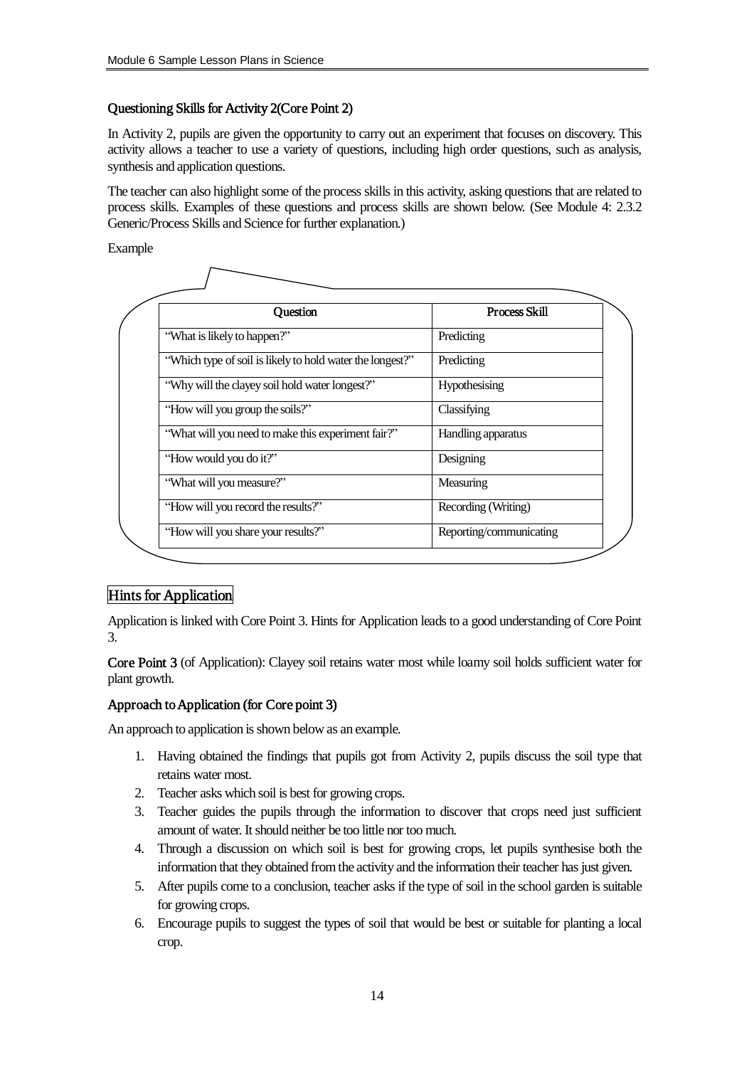### Questioning Skills for Activity 2(Core Point 2)

In Activity 2, pupils are given the opportunity to carry out an experiment that focuses on discovery. This activity allows a teacher to use a variety of questions, including high order questions, such as analysis, synthesis and application questions.

The teacher can also highlight some of the process skills in this activity, asking questions that are related to process skills. Examples of these questions and process skills are shown below. (See Module 4: 2.3.2 Generic/Process Skills and Science for further explanation.)

Example

| Question | Process Skill |
|---|---|
| "What is likely to happen?" | Predicting |
| "Which type of soil is likely to hold water the longest?" | Predicting |
| "Why will the clayey soil hold water longest?" | Hypothesising |
| "How will you group the soils?" | Classifying |
| "What will you need to make this experiment fair?" | Handling apparatus |
| "How would you do it?" | Designing |
| "What will you measure?" | Measuring |
| "How will you record the results?" | Recording (Writing) |
| "How will you share your results?" | Reporting/communicating |

## Hints for Application

Application is linked with Core Point 3. Hints for Application leads to a good understanding of Core Point 3.

**Core Point 3** (of Application): Clayey soil retains water most while loamy soil holds sufficient water for plant growth.

### Approach to Application (for Core point 3)

An approach to application is shown below as an example.

1. Having obtained the findings that pupils got from Activity 2, pupils discuss the soil type that retains water most.
2. Teacher asks which soil is best for growing crops.
3. Teacher guides the pupils through the information to discover that crops need just sufficient amount of water. It should neither be too little nor too much.
4. Through a discussion on which soil is best for growing crops, let pupils synthesise both the information that they obtained from the activity and the information their teacher has just given.
5. After pupils come to a conclusion, teacher asks if the type of soil in the school garden is suitable for growing crops.
6. Encourage pupils to suggest the types of soil that would be best or suitable for planting a local crop.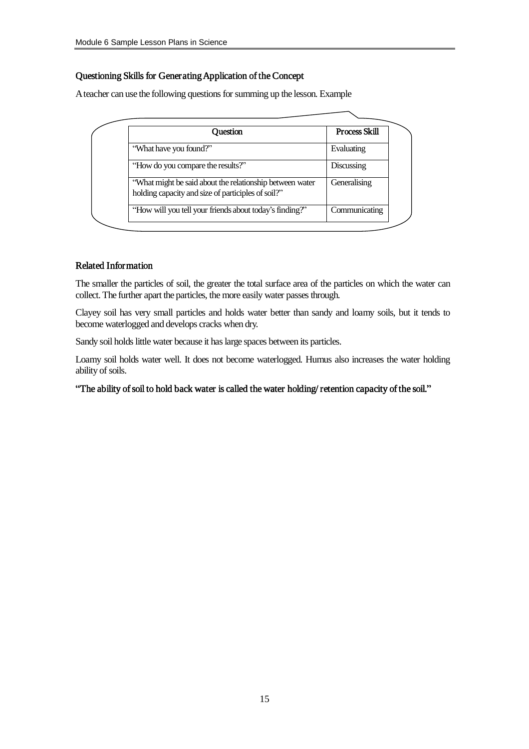### Questioning Skills for Generating Application of the Concept

A teacher can use the following questions for summing up the lesson. Example

| Question | Process Skill |
|---|---|
| "What have you found?" | Evaluating |
| "How do you compare the results?" | Discussing |
| "What might be said about the relationship between water holding capacity and size of participles of soil?" | Generalising |
| "How will you tell your friends about today's finding?" | Communicating |

### Related Information

The smaller the particles of soil, the greater the total surface area of the particles on which the water can collect. The further apart the particles, the more easily water passes through.

Clayey soil has very small particles and holds water better than sandy and loamy soils, but it tends to become waterlogged and develops cracks when dry.

Sandy soil holds little water because it has large spaces between its particles.

Loamy soil holds water well. It does not become waterlogged. Humus also increases the water holding ability of soils.

**"The ability of soil to hold back water is called the water holding/ retention capacity of the soil."**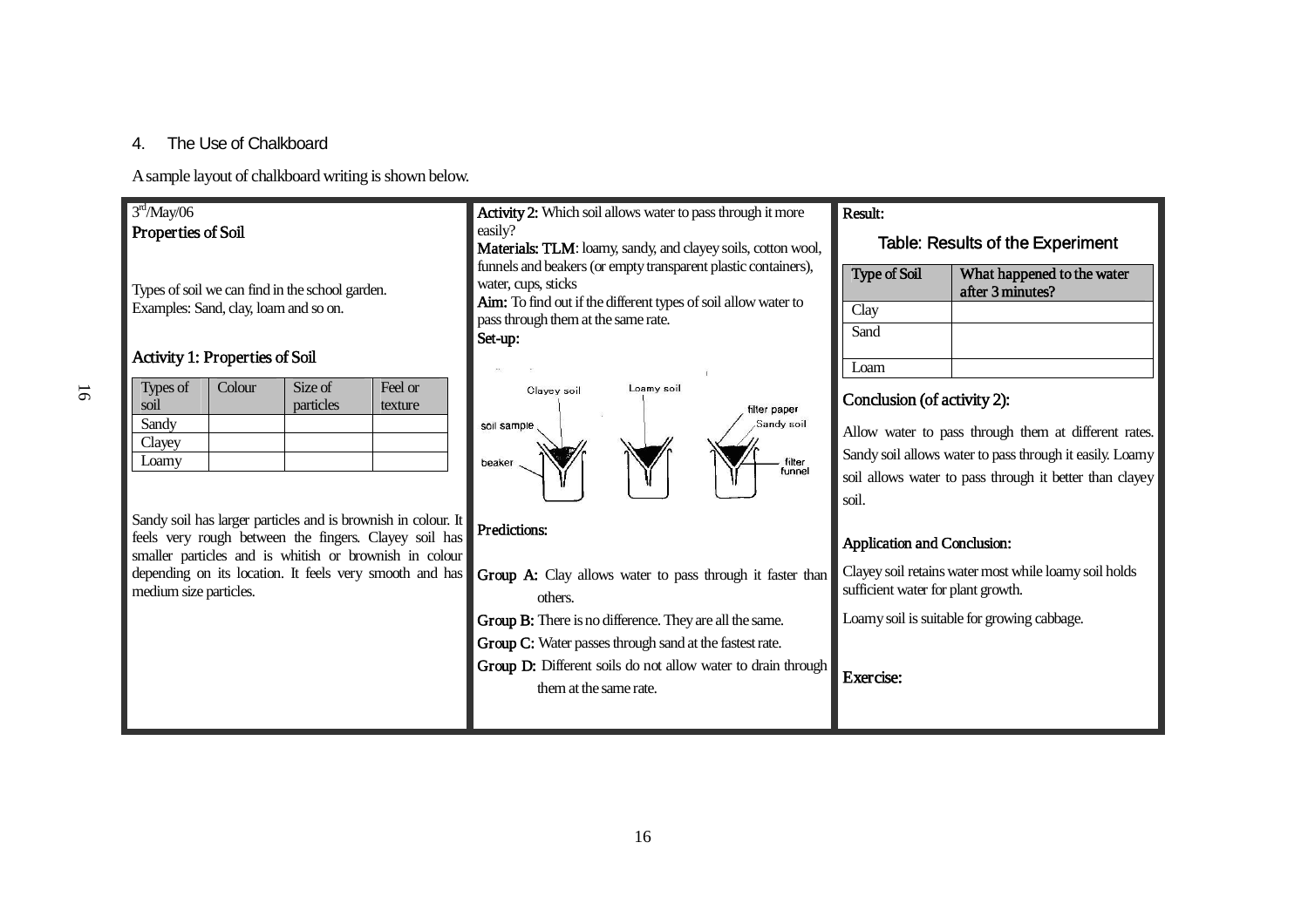4. The Use of Chalkboard

A sample layout of chalkboard writing is shown below.

3rd/May/06

**Properties of Soil**

Types of soil we can find in the school garden.
Examples: Sand, clay, loam and so on.

**Activity 1: Properties of Soil**

| Types of soil | Colour | Size of particles | Feel or texture |
|---|---|---|---|
| Sandy | | | |
| Clayey | | | |
| Loamy | | | |

Sandy soil has larger particles and is brownish in colour. It feels very rough between the fingers. Clayey soil has smaller particles and is whitish or brownish in colour depending on its location. It feels very smooth and has medium size particles.

**Activity 2:** Which soil allows water to pass through it more easily?

**Materials: TLM**: loamy, sandy, and clayey soils, cotton wool, funnels and beakers (or empty transparent plastic containers), water, cups, sticks

**Aim:** To find out if the different types of soil allow water to pass through them at the same rate.

**Set-up:**

Clayey soil, Loamy soil, Sandy soil, soil sample, filter paper, beaker, filter funnel

**Predictions:**

**Group A:** Clay allows water to pass through it faster than others.

**Group B:** There is no difference. They are all the same.

**Group C:** Water passes through sand at the fastest rate.

**Group D:** Different soils do not allow water to drain through them at the same rate.

**Result:**

Table: Results of the Experiment

| Type of Soil | What happened to the water after 3 minutes? |
|---|---|
| Clay | |
| Sand | |
| Loam | |

**Conclusion (of activity 2):**

Allow water to pass through them at different rates. Sandy soil allows water to pass through it easily. Loamy soil allows water to pass through it better than clayey soil.

**Application and Conclusion:**

Clayey soil retains water most while loamy soil holds sufficient water for plant growth.

Loamy soil is suitable for growing cabbage.

**Exercise:**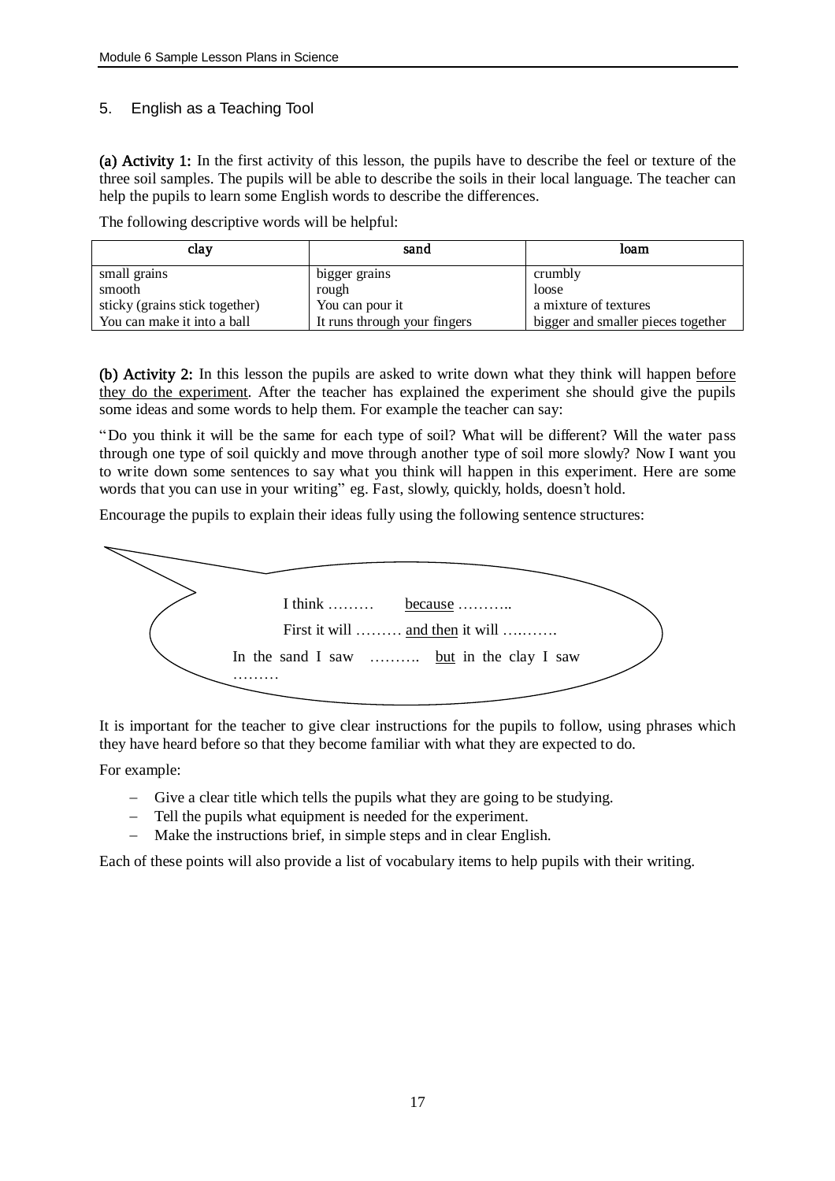## 5. English as a Teaching Tool

**(a) Activity 1:** In the first activity of this lesson, the pupils have to describe the feel or texture of the three soil samples. The pupils will be able to describe the soils in their local language. The teacher can help the pupils to learn some English words to describe the differences.

The following descriptive words will be helpful:

| clay | sand | loam |
|---|---|---|
| small grains | bigger grains | crumbly |
| smooth | rough | loose |
| sticky (grains stick together) | You can pour it | a mixture of textures |
| You can make it into a ball | It runs through your fingers | bigger and smaller pieces together |

**(b) Activity 2:** In this lesson the pupils are asked to write down what they think will happen <u>before they do the experiment</u>. After the teacher has explained the experiment she should give the pupils some ideas and some words to help them. For example the teacher can say:

"Do you think it will be the same for each type of soil? What will be different? Will the water pass through one type of soil quickly and move through another type of soil more slowly? Now I want you to write down some sentences to say what you think will happen in this experiment. Here are some words that you can use in your writing" eg. Fast, slowly, quickly, holds, doesn't hold.

Encourage the pupils to explain their ideas fully using the following sentence structures:

> I think ……… <u>because</u> ………..
>
> First it will ……… <u>and then</u> it will ……….
>
> In the sand I saw ………. <u>but</u> in the clay I saw ………

It is important for the teacher to give clear instructions for the pupils to follow, using phrases which they have heard before so that they become familiar with what they are expected to do.

For example:

- Give a clear title which tells the pupils what they are going to be studying.
- Tell the pupils what equipment is needed for the experiment.
- Make the instructions brief, in simple steps and in clear English.

Each of these points will also provide a list of vocabulary items to help pupils with their writing.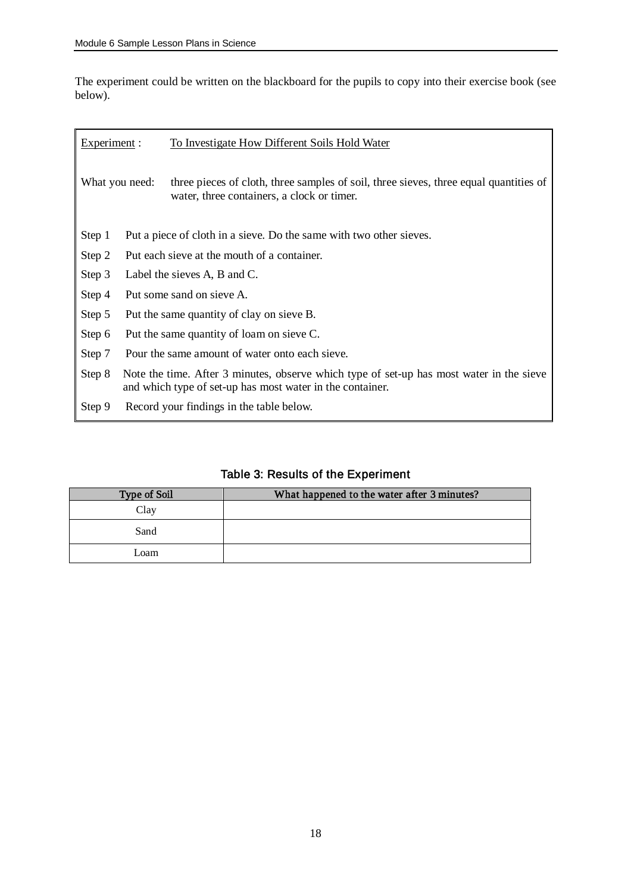The experiment could be written on the blackboard for the pupils to copy into their exercise book (see below).

Experiment : To Investigate How Different Soils Hold Water

What you need: three pieces of cloth, three samples of soil, three sieves, three equal quantities of water, three containers, a clock or timer.

Step 1 Put a piece of cloth in a sieve. Do the same with two other sieves.

Step 2 Put each sieve at the mouth of a container.

Step 3 Label the sieves A, B and C.

Step 4 Put some sand on sieve A.

Step 5 Put the same quantity of clay on sieve B.

Step 6 Put the same quantity of loam on sieve C.

Step 7 Pour the same amount of water onto each sieve.

Step 8 Note the time. After 3 minutes, observe which type of set-up has most water in the sieve and which type of set-up has most water in the container.

Step 9 Record your findings in the table below.

**Table 3: Results of the Experiment**

| Type of Soil | What happened to the water after 3 minutes? |
|---|---|
| Clay | |
| Sand | |
| Loam | |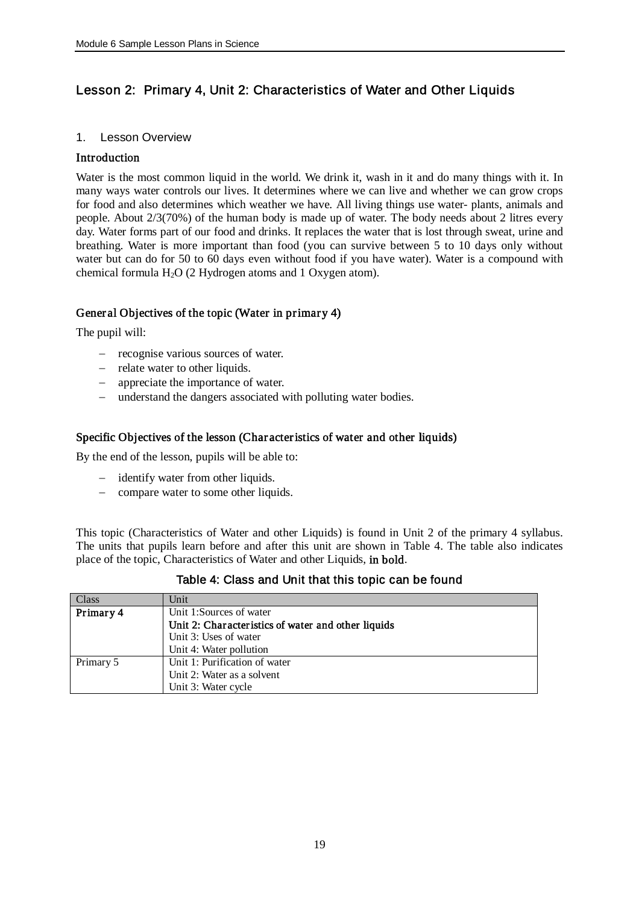## Lesson 2: Primary 4, Unit 2: Characteristics of Water and Other Liquids

### 1. Lesson Overview

**Introduction**

Water is the most common liquid in the world. We drink it, wash in it and do many things with it. In many ways water controls our lives. It determines where we can live and whether we can grow crops for food and also determines which weather we have. All living things use water- plants, animals and people. About 2/3(70%) of the human body is made up of water. The body needs about 2 litres every day. Water forms part of our food and drinks. It replaces the water that is lost through sweat, urine and breathing. Water is more important than food (you can survive between 5 to 10 days only without water but can do for 50 to 60 days even without food if you have water). Water is a compound with chemical formula $H_2O$ (2 Hydrogen atoms and 1 Oxygen atom).

**General Objectives of the topic (Water in primary 4)**

The pupil will:

- recognise various sources of water.
- relate water to other liquids.
- appreciate the importance of water.
- understand the dangers associated with polluting water bodies.

**Specific Objectives of the lesson (Characteristics of water and other liquids)**

By the end of the lesson, pupils will be able to:

- identify water from other liquids.
- compare water to some other liquids.

This topic (Characteristics of Water and other Liquids) is found in Unit 2 of the primary 4 syllabus. The units that pupils learn before and after this unit are shown in Table 4. The table also indicates place of the topic, Characteristics of Water and other Liquids, **in bold**.

Table 4: Class and Unit that this topic can be found

| Class | Unit |
|---|---|
| **Primary 4** | Unit 1:Sources of water |
| | **Unit 2: Characteristics of water and other liquids** |
| | Unit 3: Uses of water |
| | Unit 4: Water pollution |
| Primary 5 | Unit 1: Purification of water |
| | Unit 2: Water as a solvent |
| | Unit 3: Water cycle |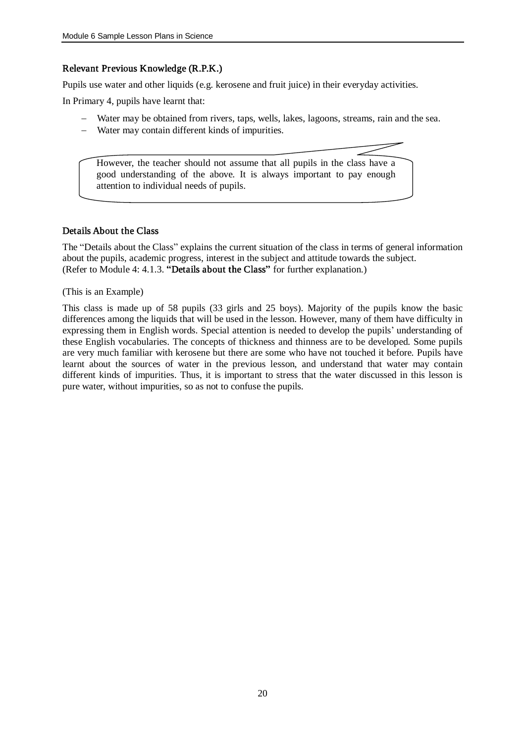### Relevant Previous Knowledge (R.P.K.)

Pupils use water and other liquids (e.g. kerosene and fruit juice) in their everyday activities.

In Primary 4, pupils have learnt that:

- Water may be obtained from rivers, taps, wells, lakes, lagoons, streams, rain and the sea.
- Water may contain different kinds of impurities.

> However, the teacher should not assume that all pupils in the class have a good understanding of the above. It is always important to pay enough attention to individual needs of pupils.

### Details About the Class

The "Details about the Class" explains the current situation of the class in terms of general information about the pupils, academic progress, interest in the subject and attitude towards the subject. (Refer to Module 4: 4.1.3. **"Details about the Class"** for further explanation.)

(This is an Example)

This class is made up of 58 pupils (33 girls and 25 boys). Majority of the pupils know the basic differences among the liquids that will be used in the lesson. However, many of them have difficulty in expressing them in English words. Special attention is needed to develop the pupils' understanding of these English vocabularies. The concepts of thickness and thinness are to be developed. Some pupils are very much familiar with kerosene but there are some who have not touched it before. Pupils have learnt about the sources of water in the previous lesson, and understand that water may contain different kinds of impurities. Thus, it is important to stress that the water discussed in this lesson is pure water, without impurities, so as not to confuse the pupils.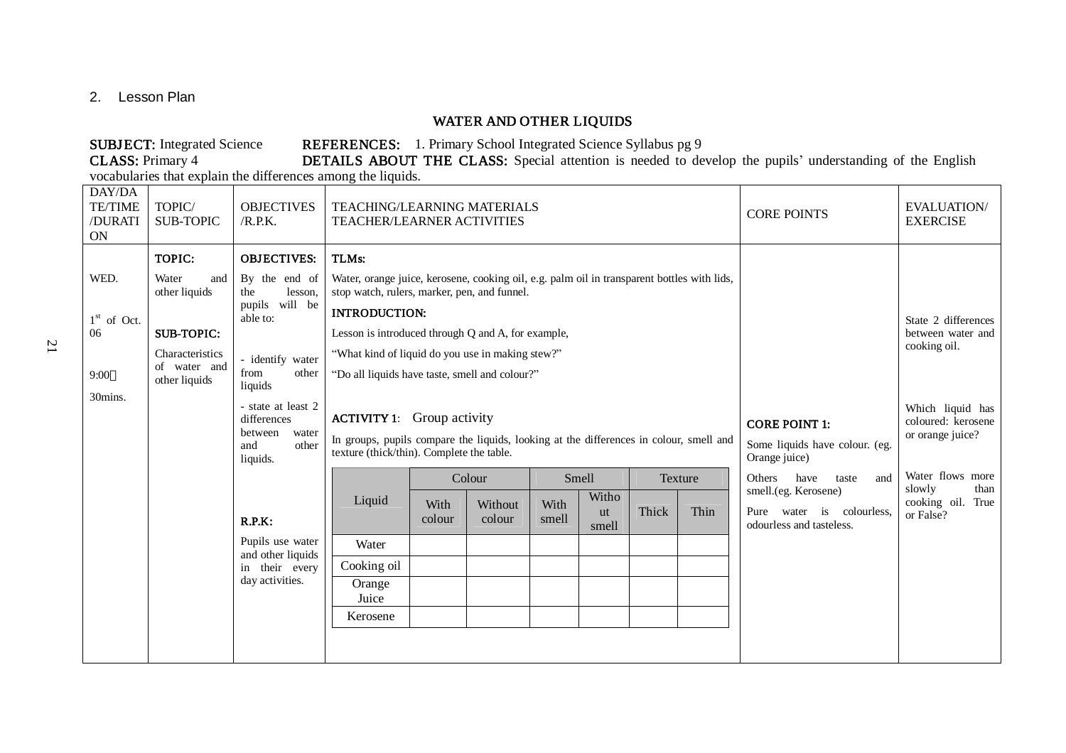2. Lesson Plan

## WATER AND OTHER LIQUIDS

**SUBJECT:** Integrated Science **REFERENCES:** 1. Primary School Integrated Science Syllabus pg 9

**CLASS:** Primary 4 **DETAILS ABOUT THE CLASS:** Special attention is needed to develop the pupils' understanding of the English vocabularies that explain the differences among the liquids.

| DAY/DATE/TIME/DURATION | TOPIC/ SUB-TOPIC | OBJECTIVES /R.P.K. | TEACHING/LEARNING MATERIALS TEACHER/LEARNER ACTIVITIES | CORE POINTS | EVALUATION/ EXERCISE |
|---|---|---|---|---|---|
| WED.<br><br>1st of Oct. 06<br><br>9:00<br><br>30mins. | **TOPIC:**<br>Water and other liquids<br><br>**SUB-TOPIC:**<br>Characteristics of water and other liquids | **OBJECTIVES:**<br>By the end of the lesson, pupils will be able to:<br><br>- identify water from other liquids<br>- state at least 2 differences between water and other liquids.<br><br>**R.P.K:**<br>Pupils use water and other liquids in their every day activities. | **TLMs:**<br>Water, orange juice, kerosene, cooking oil, e.g. palm oil in transparent bottles with lids, stop watch, rulers, marker, pen, and funnel.<br><br>**INTRODUCTION:**<br>Lesson is introduced through Q and A, for example,<br>"What kind of liquid do you use in making stew?"<br>"Do all liquids have taste, smell and colour?"<br><br>**ACTIVITY 1**: Group activity<br>In groups, pupils compare the liquids, looking at the differences in colour, smell and texture (thick/thin). Complete the table. (see table below) | **CORE POINT 1:**<br>Some liquids have colour. (eg. Orange juice)<br>Others have taste and smell.(eg. Kerosene)<br>Pure water is colourless, odourless and tasteless. | State 2 differences between water and cooking oil.<br><br>Which liquid has coloured: kerosene or orange juice?<br><br>Water flows more slowly than cooking oil. True or False? |

| Liquid | Colour | | Smell | | Texture | |
|---|---|---|---|---|---|---|
| | With colour | Without colour | With smell | Without smell | Thick | Thin |
| Water | | | | | | |
| Cooking oil | | | | | | |
| Orange Juice | | | | | | |
| Kerosene | | | | | | |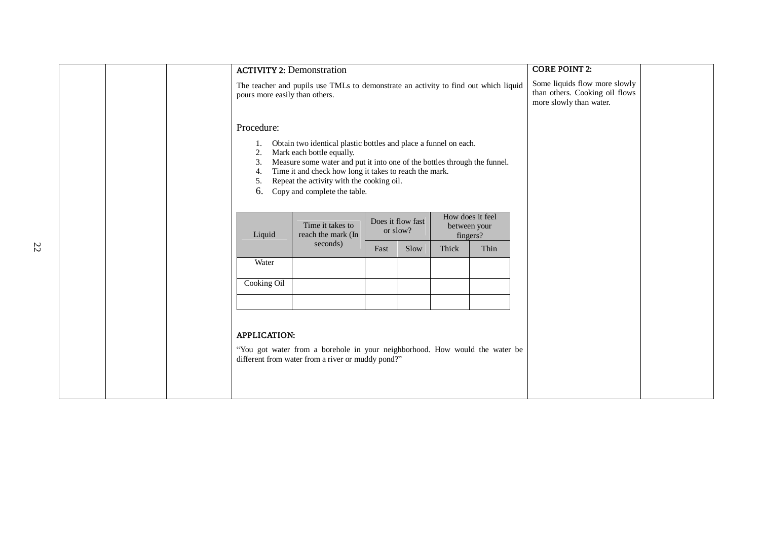**ACTIVITY 2:** Demonstration

The teacher and pupils use TMLs to demonstrate an activity to find out which liquid pours more easily than others.

Procedure:

1. Obtain two identical plastic bottles and place a funnel on each.
2. Mark each bottle equally.
3. Measure some water and put it into one of the bottles through the funnel.
4. Time it and check how long it takes to reach the mark.
5. Repeat the activity with the cooking oil.
6. Copy and complete the table.

| Liquid | Time it takes to reach the mark (In seconds) | Does it flow fast or slow? | | How does it feel between your fingers? | |
|---|---|---|---|---|---|
| | | Fast | Slow | Thick | Thin |
| Water | | | | | |
| Cooking Oil | | | | | |
| | | | | | |

**APPLICATION:**

"You got water from a borehole in your neighborhood. How would the water be different from water from a river or muddy pond?"

**CORE POINT 2:**

Some liquids flow more slowly than others. Cooking oil flows more slowly than water.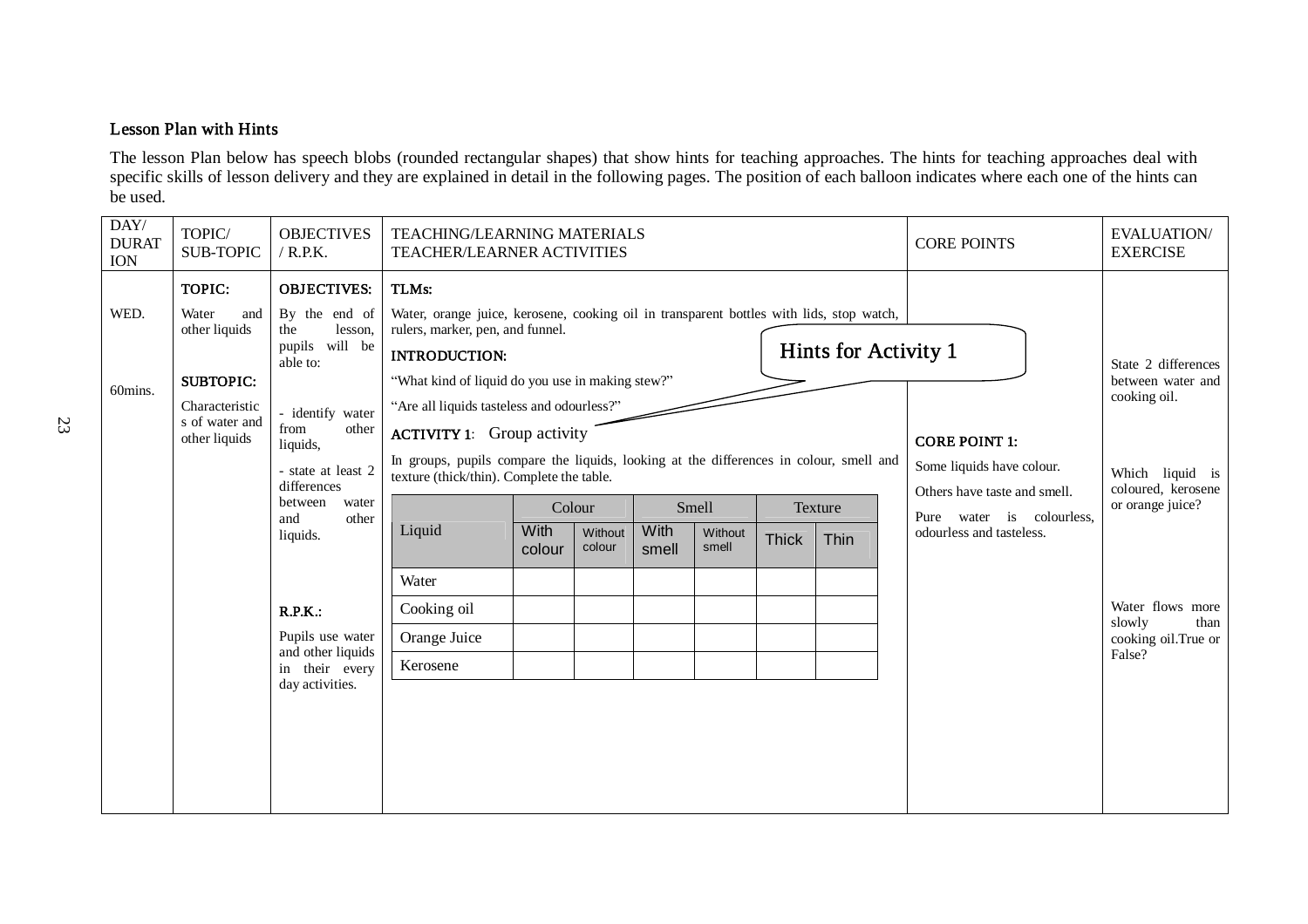**Lesson Plan with Hints**

The lesson Plan below has speech blobs (rounded rectangular shapes) that show hints for teaching approaches. The hints for teaching approaches deal with specific skills of lesson delivery and they are explained in detail in the following pages. The position of each balloon indicates where each one of the hints can be used.

| DAY/ DURATION | TOPIC/ SUB-TOPIC | OBJECTIVES / R.P.K. | TEACHING/LEARNING MATERIALS TEACHER/LEARNER ACTIVITIES | CORE POINTS | EVALUATION/ EXERCISE |
|---|---|---|---|---|---|
| WED.<br><br>60mins. | **TOPIC:**<br>Water and other liquids<br><br>**SUBTOPIC:**<br>Characteristics of water and other liquids | **OBJECTIVES:**<br>By the end of the lesson, pupils will be able to:<br><br>- identify water from other liquids,<br><br>- state at least 2 differences between water and other liquids.<br><br>**R.P.K.:**<br>Pupils use water and other liquids in their every day activities. | **TLMs:**<br>Water, orange juice, kerosene, cooking oil in transparent bottles with lids, stop watch, rulers, marker, pen, and funnel.<br><br>**INTRODUCTION:**<br>"What kind of liquid do you use in making stew?"<br>"Are all liquids tasteless and odourless?"<br><br>**Hints for Activity 1**<br><br>**ACTIVITY 1**: Group activity<br><br>In groups, pupils compare the liquids, looking at the differences in colour, smell and texture (thick/thin). Complete the table. | **CORE POINT 1:**<br>Some liquids have colour.<br>Others have taste and smell.<br>Pure water is colourless, odourless and tasteless. | State 2 differences between water and cooking oil.<br><br>Which liquid is coloured, kerosene or orange juice?<br><br>Water flows more slowly than cooking oil.True or False? |

| Liquid | Colour | | Smell | | Texture | |
|---|---|---|---|---|---|---|
| | With colour | Without colour | With smell | Without smell | Thick | Thin |
| Water | | | | | | |
| Cooking oil | | | | | | |
| Orange Juice | | | | | | |
| Kerosene | | | | | | |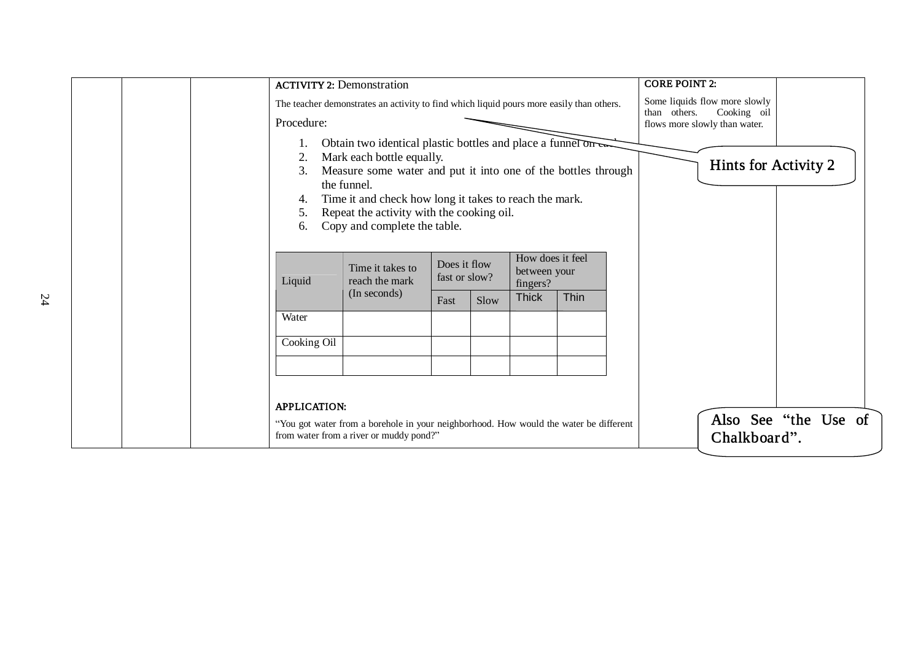**ACTIVITY 2:** Demonstration

The teacher demonstrates an activity to find which liquid pours more easily than others.

Procedure:

1. Obtain two identical plastic bottles and place a funnel on each.
2. Mark each bottle equally.
3. Measure some water and put it into one of the bottles through the funnel.
4. Time it and check how long it takes to reach the mark.
5. Repeat the activity with the cooking oil.
6. Copy and complete the table.

| Liquid | Time it takes to reach the mark (In seconds) | Does it flow fast or slow? | | How does it feel between your fingers? | |
|---|---|---|---|---|---|
| | | Fast | Slow | Thick | Thin |
| Water | | | | | |
| Cooking Oil | | | | | |
| | | | | | |

**APPLICATION:**

"You got water from a borehole in your neighborhood. How would the water be different from water from a river or muddy pond?"

**CORE POINT 2:**

Some liquids flow more slowly than others. Cooking oil flows more slowly than water.

Hints for Activity 2

Also See "the Use of Chalkboard".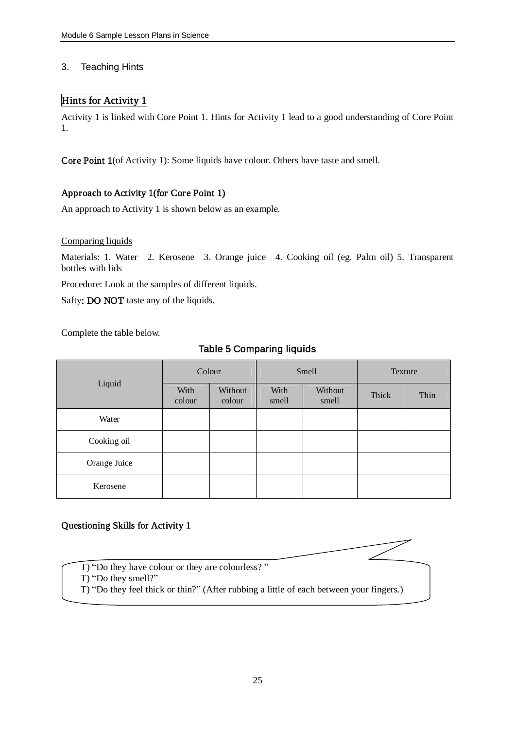## 3. Teaching Hints

### Hints for Activity 1

Activity 1 is linked with Core Point 1. Hints for Activity 1 lead to a good understanding of Core Point 1.

**Core Point 1**(of Activity 1): Some liquids have colour. Others have taste and smell.

**Approach to Activity 1(for Core Point 1)**

An approach to Activity 1 is shown below as an example.

Comparing liquids

Materials: 1. Water 2. Kerosene 3. Orange juice 4. Cooking oil (eg. Palm oil) 5. Transparent bottles with lids

Procedure: Look at the samples of different liquids.

Safty: **DO NOT** taste any of the liquids.

Complete the table below.

Table 5 Comparing liquids

| Liquid | Colour | | Smell | | Texture | |
|---|---|---|---|---|---|---|
| | With colour | Without colour | With smell | Without smell | Thick | Thin |
| Water | | | | | | |
| Cooking oil | | | | | | |
| Orange Juice | | | | | | |
| Kerosene | | | | | | |

**Questioning Skills for Activity 1**

T) "Do they have colour or they are colourless? "
T) "Do they smell?"
T) "Do they feel thick or thin?" (After rubbing a little of each between your fingers.)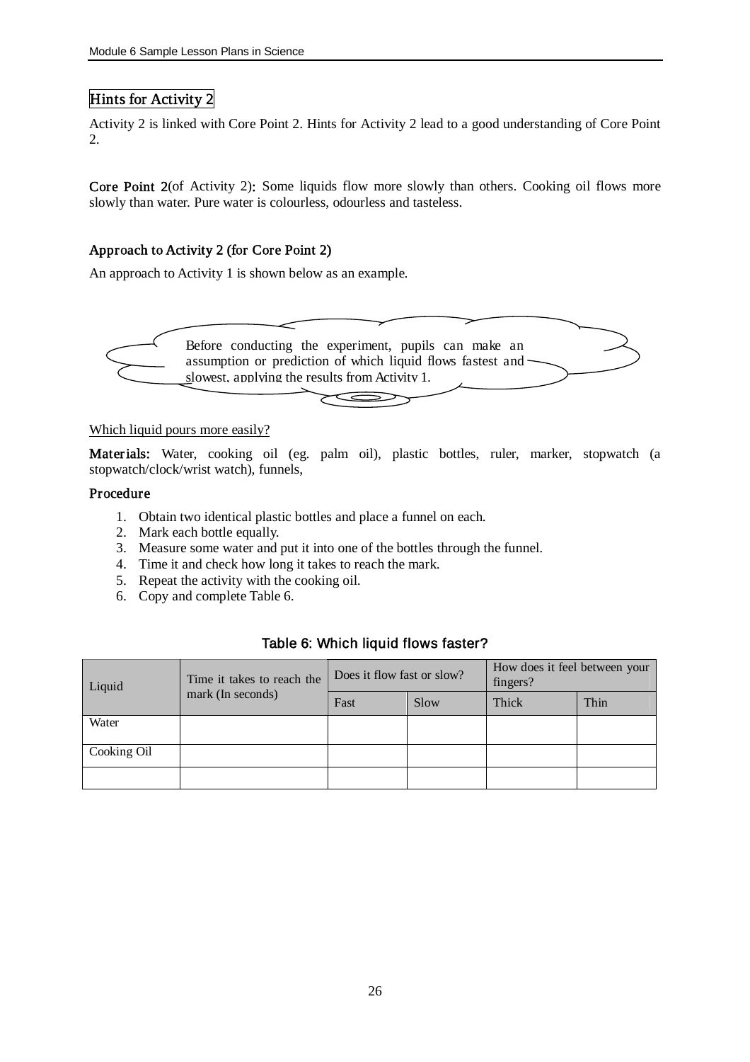## Hints for Activity 2

Activity 2 is linked with Core Point 2. Hints for Activity 2 lead to a good understanding of Core Point 2.

**Core Point 2**(of Activity 2)**:** Some liquids flow more slowly than others. Cooking oil flows more slowly than water. Pure water is colourless, odourless and tasteless.

### Approach to Activity 2 (for Core Point 2)

An approach to Activity 1 is shown below as an example.

Before conducting the experiment, pupils can make an assumption or prediction of which liquid flows fastest and slowest, applying the results from Activity 1.

Which liquid pours more easily?

**Materials:** Water, cooking oil (eg. palm oil), plastic bottles, ruler, marker, stopwatch (a stopwatch/clock/wrist watch), funnels,

**Procedure**

1. Obtain two identical plastic bottles and place a funnel on each.
2. Mark each bottle equally.
3. Measure some water and put it into one of the bottles through the funnel.
4. Time it and check how long it takes to reach the mark.
5. Repeat the activity with the cooking oil.
6. Copy and complete Table 6.

**Table 6: Which liquid flows faster?**

| Liquid | Time it takes to reach the mark (In seconds) | Does it flow fast or slow? | | How does it feel between your fingers? | |
|---|---|---|---|---|---|
| | | Fast | Slow | Thick | Thin |
| Water | | | | | |
| Cooking Oil | | | | | |
| | | | | | |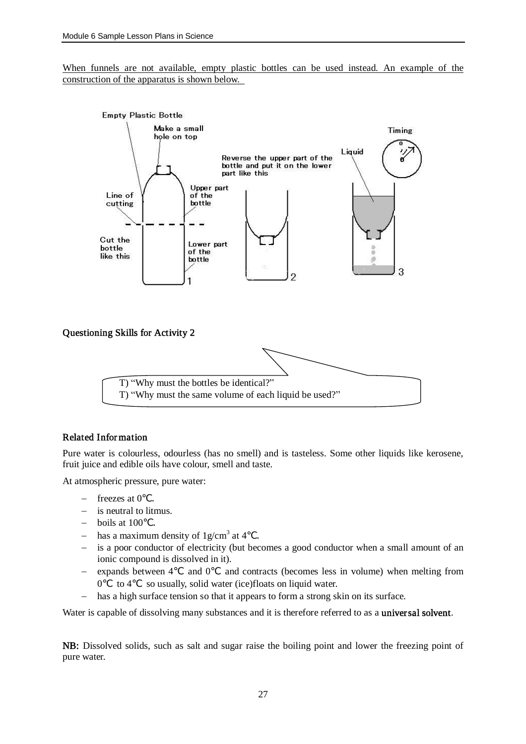When funnels are not available, empty plastic bottles can be used instead. An example of the construction of the apparatus is shown below.

Empty Plastic Bottle

Make a small hole on top

Line of cutting

Upper part of the bottle

Cut the bottle like this

Lower part of the bottle

1

Reverse the upper part of the bottle and put it on the lower part like this

2

Liquid

Timing

3

**Questioning Skills for Activity 2**

T) "Why must the bottles be identical?"
T) "Why must the same volume of each liquid be used?"

**Related Information**

Pure water is colourless, odourless (has no smell) and is tasteless. Some other liquids like kerosene, fruit juice and edible oils have colour, smell and taste.

At atmospheric pressure, pure water:

- freezes at 0℃.
- is neutral to litmus.
- boils at 100℃.
- has a maximum density of $1g/cm^3$ at 4℃.
- is a poor conductor of electricity (but becomes a good conductor when a small amount of an ionic compound is dissolved in it).
- expands between 4℃ and 0℃ and contracts (becomes less in volume) when melting from 0℃ to 4℃ so usually, solid water (ice)floats on liquid water.
- has a high surface tension so that it appears to form a strong skin on its surface.

Water is capable of dissolving many substances and it is therefore referred to as a **universal solvent**.

**NB:** Dissolved solids, such as salt and sugar raise the boiling point and lower the freezing point of pure water.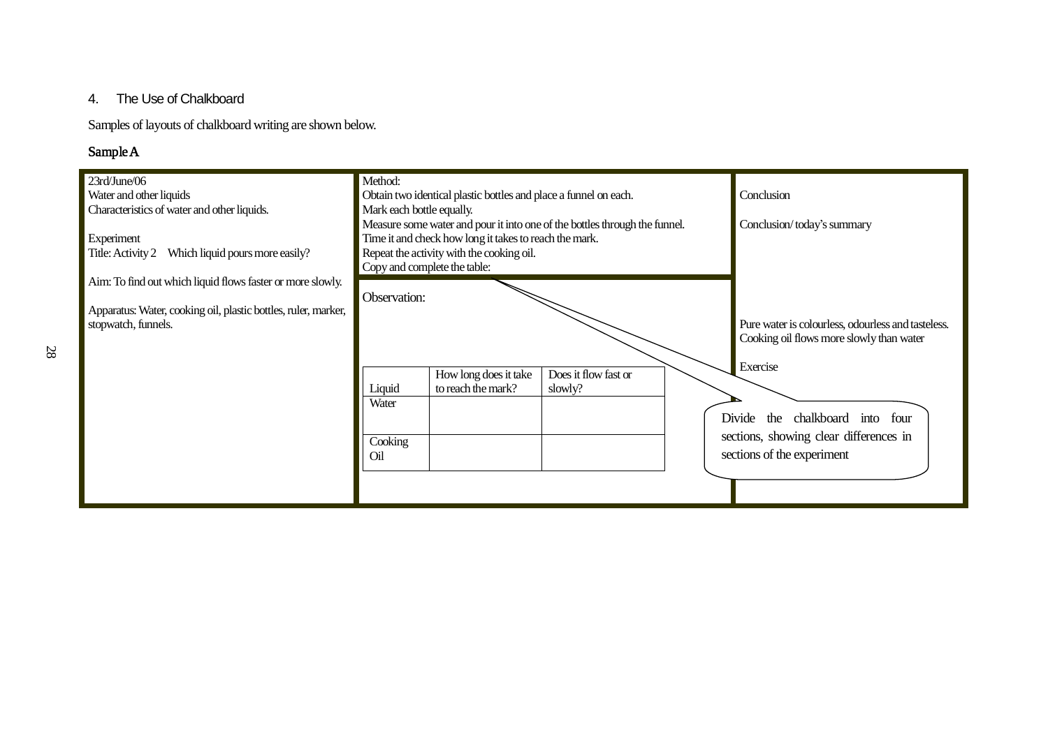## 4. The Use of Chalkboard

Samples of layouts of chalkboard writing are shown below.

**Sample A**

23rd/June/06
Water and other liquids
Characteristics of water and other liquids.

Experiment
Title: Activity 2  Which liquid pours more easily?

Aim: To find out which liquid flows faster or more slowly.

Apparatus: Water, cooking oil, plastic bottles, ruler, marker, stopwatch, funnels.

Method:
Obtain two identical plastic bottles and place a funnel on each.
Mark each bottle equally.
Measure some water and pour it into one of the bottles through the funnel.
Time it and check how long it takes to reach the mark.
Repeat the activity with the cooking oil.
Copy and complete the table:

Observation:

| Liquid | How long does it take to reach the mark? | Does it flow fast or slowly? |
|---|---|---|
| Water | | |
| Cooking Oil | | |

Conclusion

Conclusion/ today's summary

Pure water is colourless, odourless and tasteless.
Cooking oil flows more slowly than water

Exercise

Divide the chalkboard into four sections, showing clear differences in sections of the experiment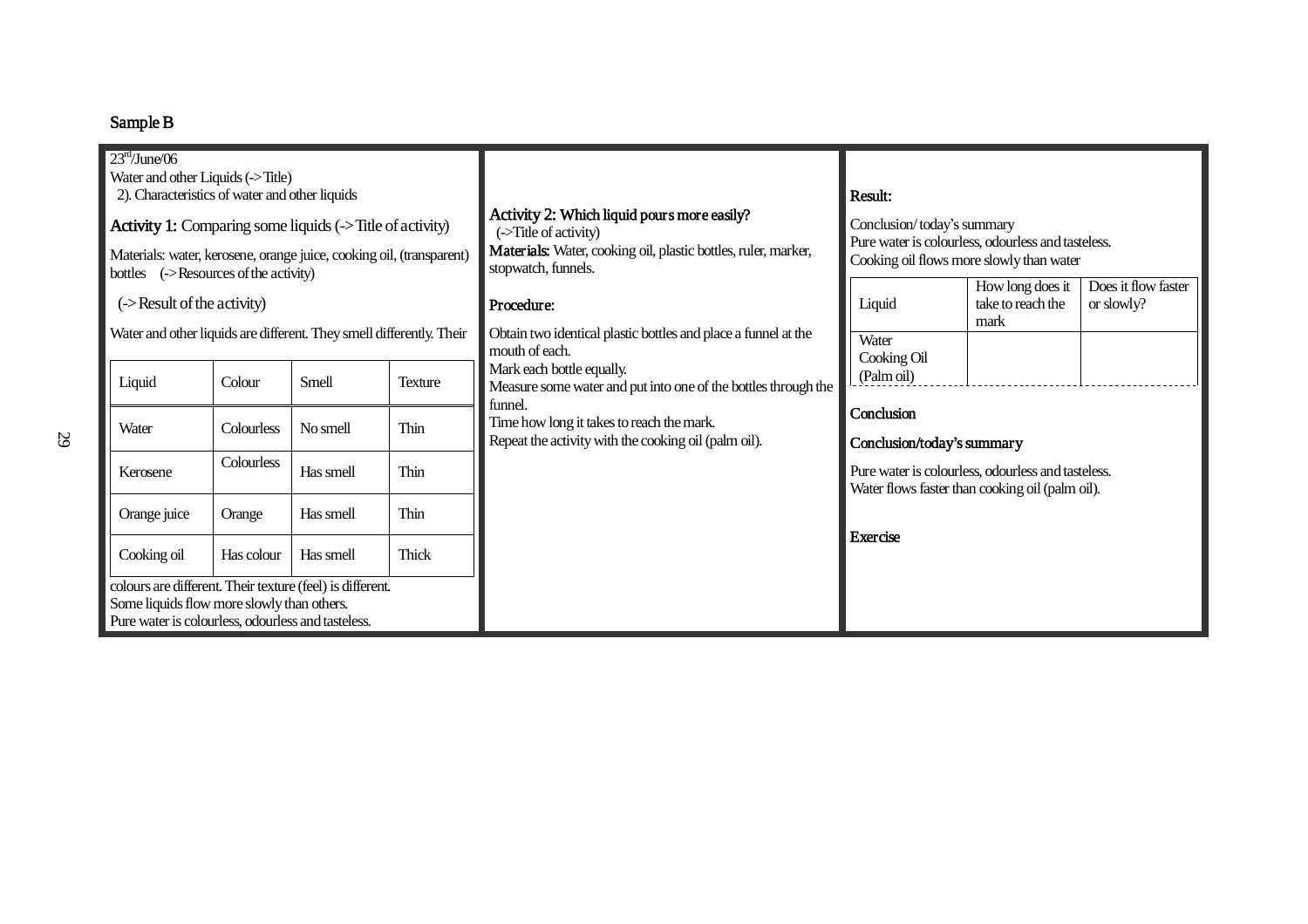Sample B

23rd/June/06
Water and other Liquids (->Title)
2). Characteristics of water and other liquids

**Activity 1:** Comparing some liquids (->Title of activity)

Materials: water, kerosene, orange juice, cooking oil, (transparent) bottles (->Resources of the activity)

(->Result of the activity)

Water and other liquids are different. They smell differently. Their colours are different. Their texture (feel) is different.
Some liquids flow more slowly than others.
Pure water is colourless, odourless and tasteless.

| Liquid | Colour | Smell | Texture |
|---|---|---|---|
| Water | Colourless | No smell | Thin |
| Kerosene | Colourless | Has smell | Thin |
| Orange juice | Orange | Has smell | Thin |
| Cooking oil | Has colour | Has smell | Thick |

**Activity 2: Which liquid pours more easily?**
(->Title of activity)

**Materials:** Water, cooking oil, plastic bottles, ruler, marker, stopwatch, funnels.

**Procedure:**

Obtain two identical plastic bottles and place a funnel at the mouth of each.
Mark each bottle equally.
Measure some water and put into one of the bottles through the funnel.
Time how long it takes to reach the mark.
Repeat the activity with the cooking oil (palm oil).

**Result:**

Conclusion/ today's summary
Pure water is colourless, odourless and tasteless.
Cooking oil flows more slowly than water

| Liquid | How long does it take to reach the mark | Does it flow faster or slowly? |
|---|---|---|
| Water<br>Cooking Oil (Palm oil) | | |

**Conclusion**

**Conclusion/today's summary**

Pure water is colourless, odourless and tasteless.
Water flows faster than cooking oil (palm oil).

**Exercise**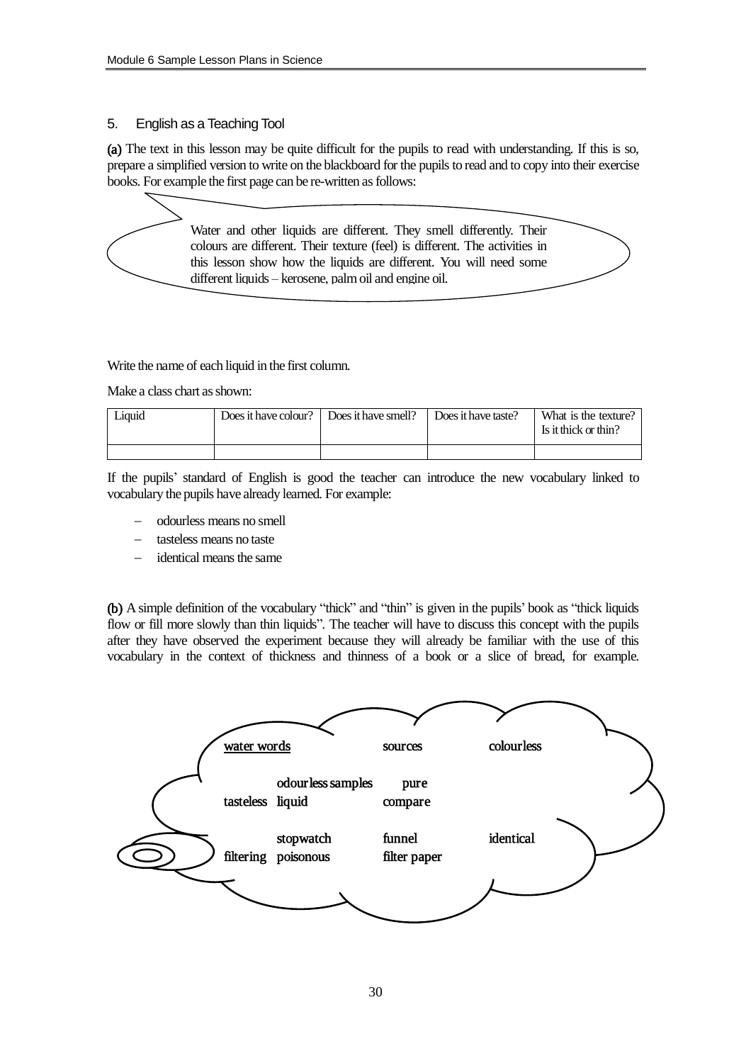## 5. English as a Teaching Tool

**(a)** The text in this lesson may be quite difficult for the pupils to read with understanding. If this is so, prepare a simplified version to write on the blackboard for the pupils to read and to copy into their exercise books. For example the first page can be re-written as follows:

> Water and other liquids are different. They smell differently. Their colours are different. Their texture (feel) is different. The activities in this lesson show how the liquids are different. You will need some different liquids – kerosene, palm oil and engine oil.

Write the name of each liquid in the first column.

Make a class chart as shown:

| Liquid | Does it have colour? | Does it have smell? | Does it have taste? | What is the texture? Is it thick or thin? |
|---|---|---|---|---|
| | | | | |

If the pupils' standard of English is good the teacher can introduce the new vocabulary linked to vocabulary the pupils have already learned. For example:

- odourless means no smell
- tasteless means no taste
- identical means the same

**(b)** A simple definition of the vocabulary "thick" and "thin" is given in the pupils' book as "thick liquids flow or fill more slowly than thin liquids". The teacher will have to discuss this concept with the pupils after they have observed the experiment because they will already be familiar with the use of this vocabulary in the context of thickness and thinness of a book or a slice of bread, for example.

<u>water words</u>

sources
colourless
odourless
samples
pure
tasteless
liquid
compare
stopwatch
funnel
identical
filtering
poisonous
filter paper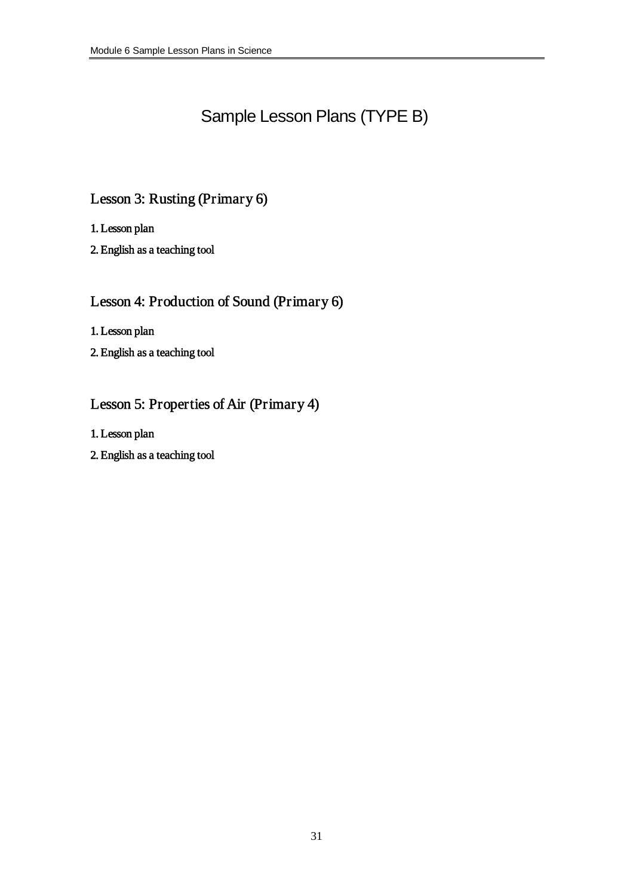# Sample Lesson Plans (TYPE B)

## Lesson 3: Rusting (Primary 6)

1. Lesson plan
2. English as a teaching tool

## Lesson 4: Production of Sound (Primary 6)

1. Lesson plan
2. English as a teaching tool

## Lesson 5: Properties of Air (Primary 4)

1. Lesson plan
2. English as a teaching tool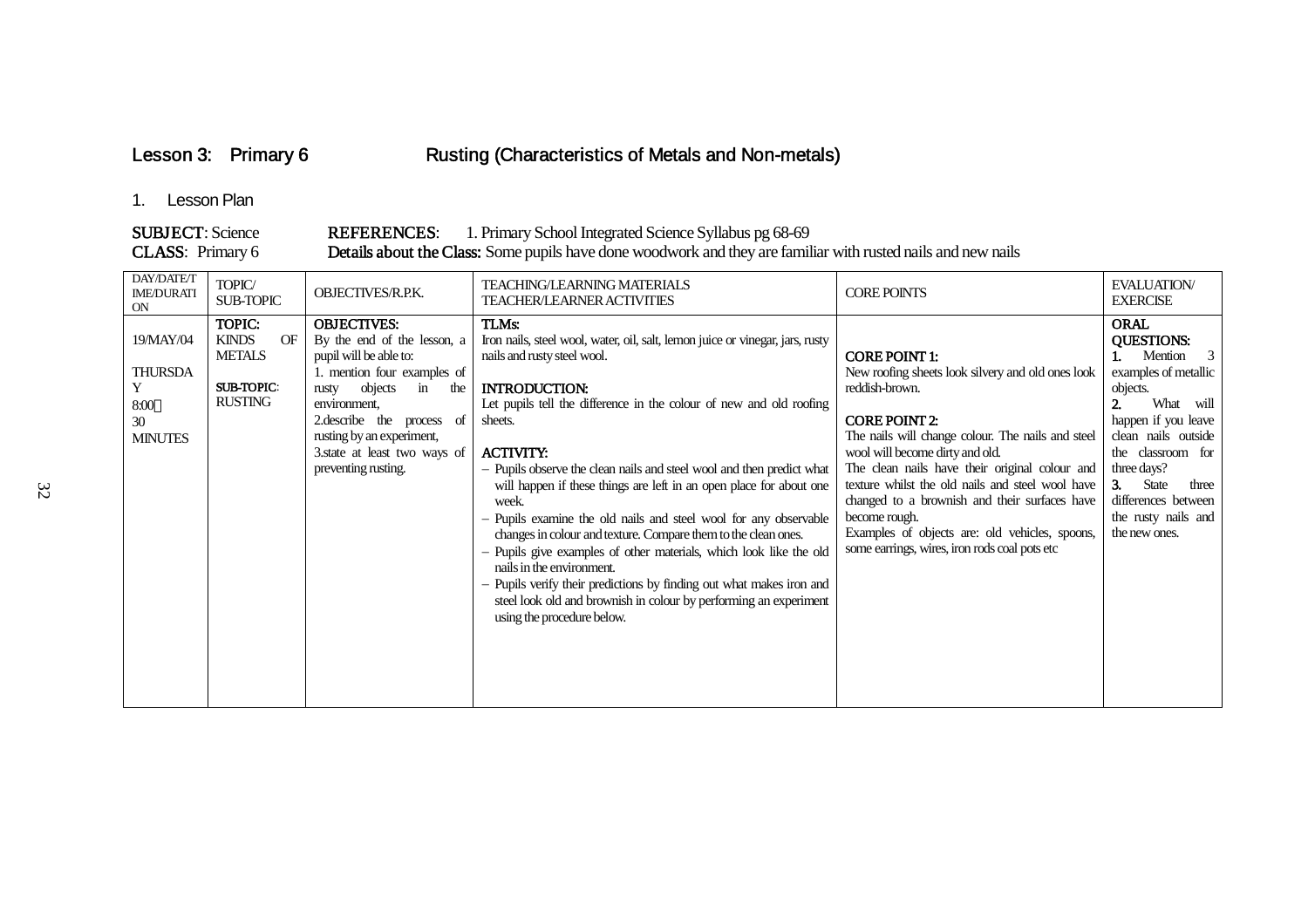## Lesson 3: Primary 6 Rusting (Characteristics of Metals and Non-metals)

1. Lesson Plan

**SUBJECT**: Science **REFERENCES**: 1. Primary School Integrated Science Syllabus pg 68-69

**CLASS**: Primary 6 **Details about the Class:** Some pupils have done woodwork and they are familiar with rusted nails and new nails

| DAY/DATE/TIME/DURATION | TOPIC/ SUB-TOPIC | OBJECTIVES/R.P.K. | TEACHING/LEARNING MATERIALS TEACHER/LEARNER ACTIVITIES | CORE POINTS | EVALUATION/ EXERCISE |
|---|---|---|---|---|---|
| 19/MAY/04<br><br>THURSDAY<br>8:00<br>30 MINUTES | **TOPIC:** KINDS OF METALS<br><br>**SUB-TOPIC**: RUSTING | **OBJECTIVES:**<br>By the end of the lesson, a pupil will be able to:<br>1. mention four examples of rusty objects in the environment,<br>2.describe the process of rusting by an experiment,<br>3.state at least two ways of preventing rusting. | **TLMs:**<br>Iron nails, steel wool, water, oil, salt, lemon juice or vinegar, jars, rusty nails and rusty steel wool.<br><br>**INTRODUCTION:**<br>Let pupils tell the difference in the colour of new and old roofing sheets.<br><br>**ACTIVITY:**<br>– Pupils observe the clean nails and steel wool and then predict what will happen if these things are left in an open place for about one week.<br>– Pupils examine the old nails and steel wool for any observable changes in colour and texture. Compare them to the clean ones.<br>– Pupils give examples of other materials, which look like the old nails in the environment.<br>– Pupils verify their predictions by finding out what makes iron and steel look old and brownish in colour by performing an experiment using the procedure below. | **CORE POINT 1:**<br>New roofing sheets look silvery and old ones look reddish-brown.<br><br>**CORE POINT 2:**<br>The nails will change colour. The nails and steel wool will become dirty and old.<br>The clean nails have their original colour and texture whilst the old nails and steel wool have changed to a brownish and their surfaces have become rough.<br>Examples of objects are: old vehicles, spoons, some earrings, wires, iron rods coal pots etc | **ORAL QUESTIONS:**<br>**1.** Mention 3 examples of metallic objects.<br>**2.** What will happen if you leave clean nails outside the classroom for three days?<br>**3.** State three differences between the rusty nails and the new ones. |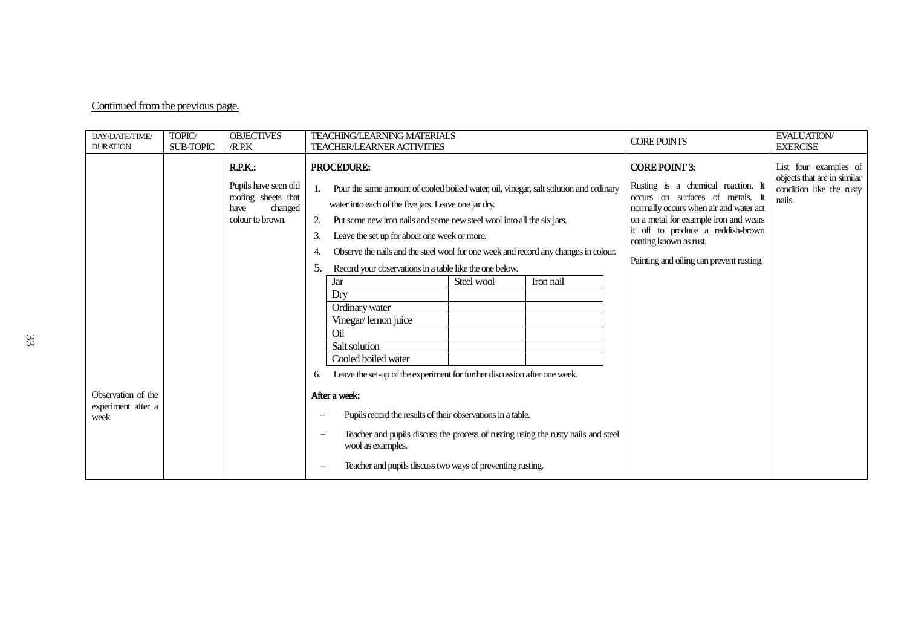Continued from the previous page.

| DAY/DATE/TIME/ DURATION | TOPIC/ SUB-TOPIC | OBJECTIVES /R.P.K | TEACHING/LEARNING MATERIALS TEACHER/LEARNER ACTIVITIES | CORE POINTS | EVALUATION/ EXERCISE |
|---|---|---|---|---|---|
| | | **R.P.K.:**<br><br>Pupils have seen old roofing sheets that have changed colour to brown. | **PROCEDURE:**<br><br>1. Pour the same amount of cooled boiled water, oil, vinegar, salt solution and ordinary water into each of the five jars. Leave one jar dry.<br>2. Put some new iron nails and some new steel wool into all the six jars.<br>3. Leave the set up for about one week or more.<br>4. Observe the nails and the steel wool for one week and record any changes in colour.<br>5. Record your observations in a table like the one below.<br><br>Jar / Steel wool / Iron nail:<br>Dry<br>Ordinary water<br>Vinegar/ lemon juice<br>Oil<br>Salt solution<br>Cooled boiled water<br><br>6. Leave the set-up of the experiment for further discussion after one week. | **CORE POINT 3:**<br><br>Rusting is a chemical reaction. It occurs on surfaces of metals. It normally occurs when air and water act on a metal for example iron and wears it off to produce a reddish-brown coating known as rust.<br><br>Painting and oiling can prevent rusting. | List four examples of objects that are in similar condition like the rusty nails. |
| Observation of the experiment after a week | | | **After a week:**<br><br>– Pupils record the results of their observations in a table.<br>– Teacher and pupils discuss the process of rusting using the rusty nails and steel wool as examples.<br>– Teacher and pupils discuss two ways of preventing rusting. | | |

| Jar | Steel wool | Iron nail |
|---|---|---|
| Dry | | |
| Ordinary water | | |
| Vinegar/ lemon juice | | |
| Oil | | |
| Salt solution | | |
| Cooled boiled water | | |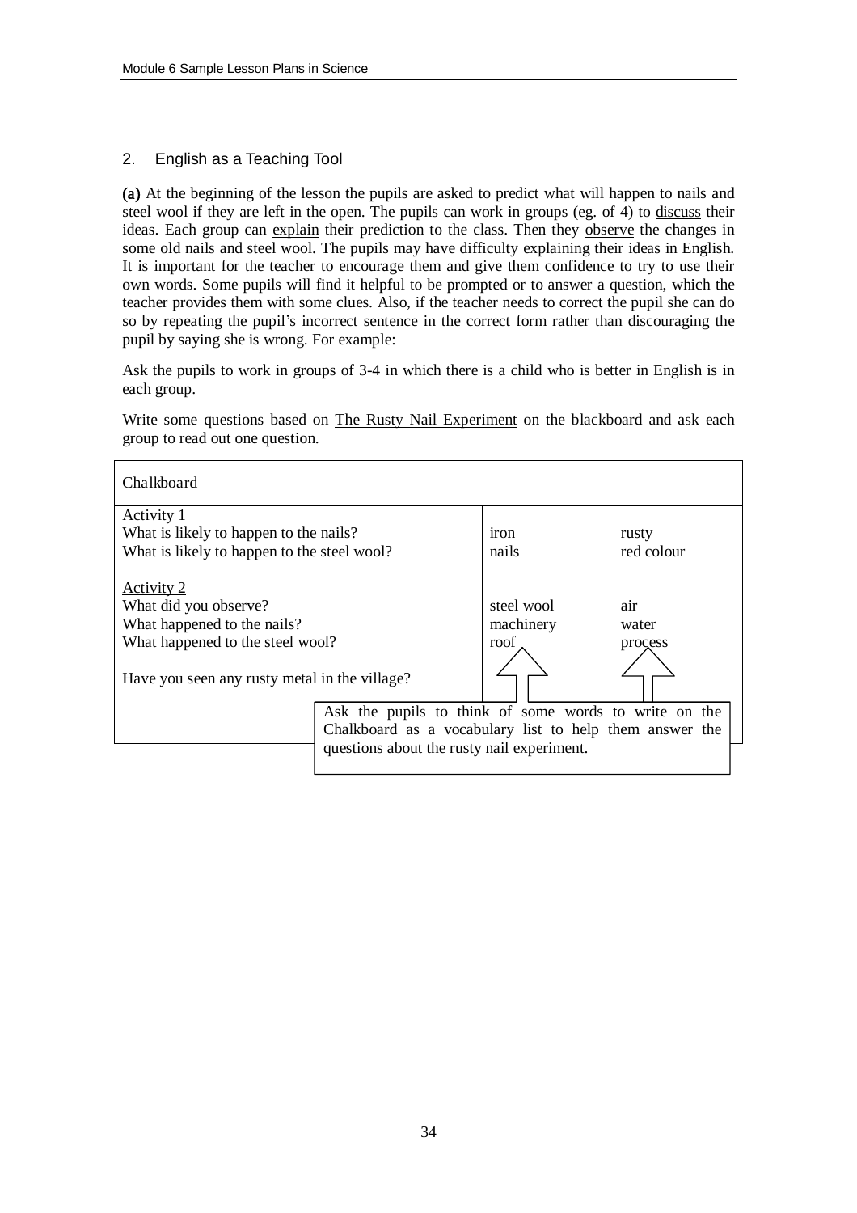## 2. English as a Teaching Tool

**(a)** At the beginning of the lesson the pupils are asked to predict what will happen to nails and steel wool if they are left in the open. The pupils can work in groups (eg. of 4) to discuss their ideas. Each group can explain their prediction to the class. Then they observe the changes in some old nails and steel wool. The pupils may have difficulty explaining their ideas in English. It is important for the teacher to encourage them and give them confidence to try to use their own words. Some pupils will find it helpful to be prompted or to answer a question, which the teacher provides them with some clues. Also, if the teacher needs to correct the pupil she can do so by repeating the pupil's incorrect sentence in the correct form rather than discouraging the pupil by saying she is wrong. For example:

Ask the pupils to work in groups of 3-4 in which there is a child who is better in English is in each group.

Write some questions based on The Rusty Nail Experiment on the blackboard and ask each group to read out one question.

| Chalkboard | | |
|---|---|---|
| Activity 1<br>What is likely to happen to the nails?<br>What is likely to happen to the steel wool? | iron<br>nails | rusty<br>red colour |
| Activity 2<br>What did you observe?<br>What happened to the nails?<br>What happened to the steel wool? | steel wool<br>machinery<br>roof | air<br>water<br>process |
| Have you seen any rusty metal in the village? | | |

Ask the pupils to think of some words to write on the Chalkboard as a vocabulary list to help them answer the questions about the rusty nail experiment.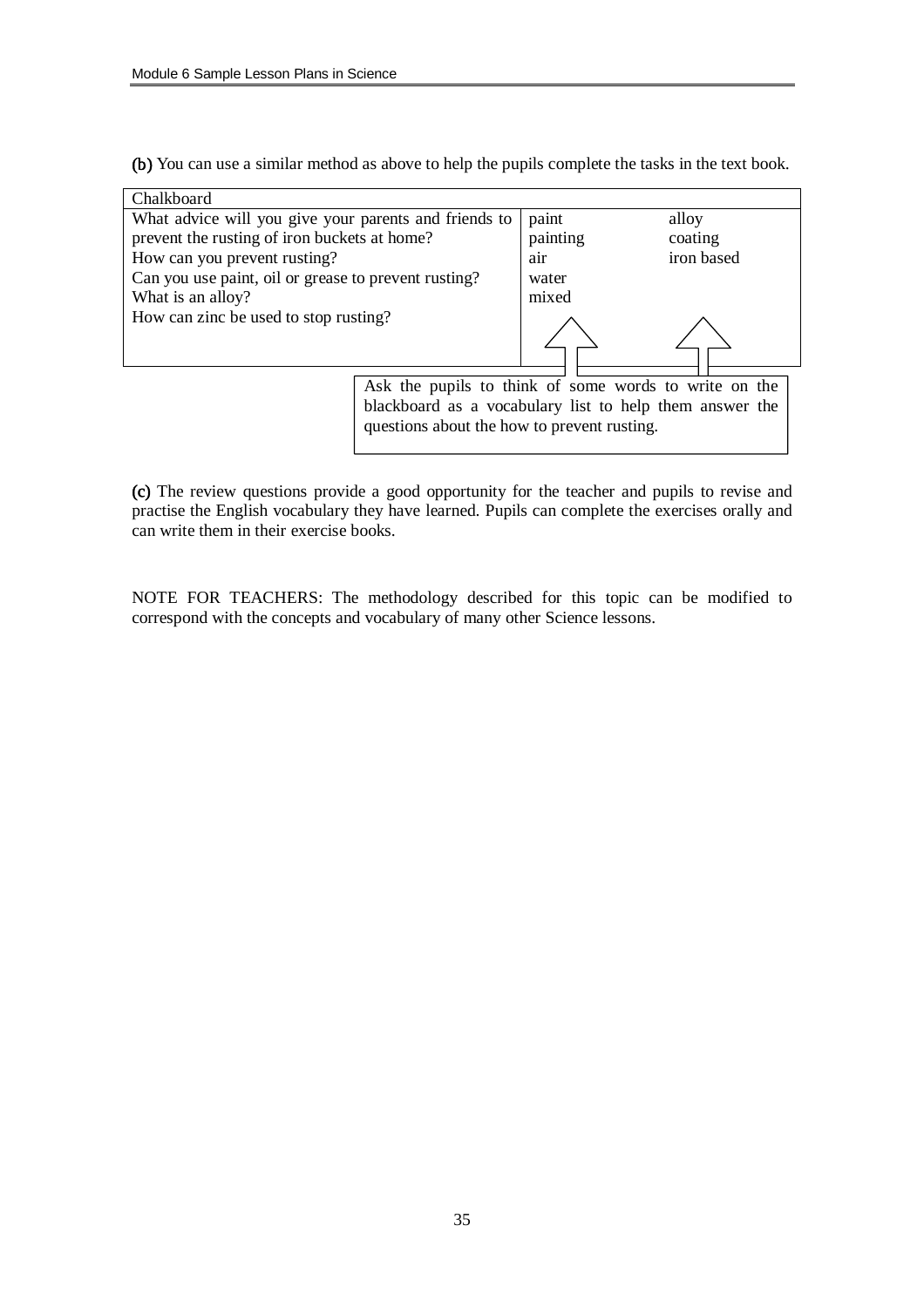**(b)** You can use a similar method as above to help the pupils complete the tasks in the text book.

| Chalkboard | | |
|---|---|---|
| What advice will you give your parents and friends to prevent the rusting of iron buckets at home?<br>How can you prevent rusting?<br>Can you use paint, oil or grease to prevent rusting?<br>What is an alloy?<br>How can zinc be used to stop rusting? | paint<br>painting<br>air<br>water<br>mixed | alloy<br>coating<br>iron based |

Ask the pupils to think of some words to write on the blackboard as a vocabulary list to help them answer the questions about the how to prevent rusting.

**(c)** The review questions provide a good opportunity for the teacher and pupils to revise and practise the English vocabulary they have learned. Pupils can complete the exercises orally and can write them in their exercise books.

NOTE FOR TEACHERS: The methodology described for this topic can be modified to correspond with the concepts and vocabulary of many other Science lessons.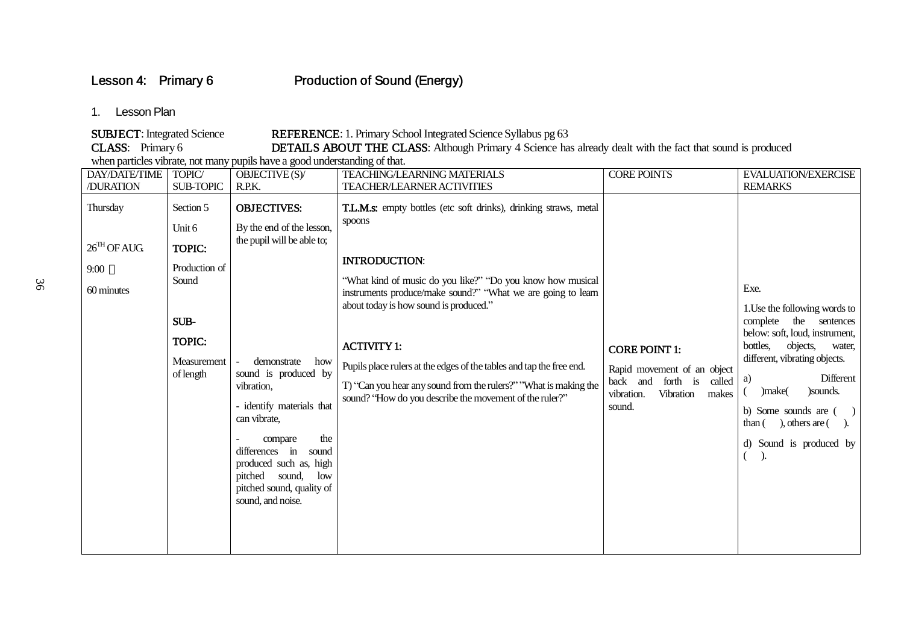## Lesson 4: Primary 6 Production of Sound (Energy)

1. Lesson Plan

**SUBJECT**: Integrated Science **REFERENCE**: 1. Primary School Integrated Science Syllabus pg 63

**CLASS**: Primary 6 **DETAILS ABOUT THE CLASS**: Although Primary 4 Science has already dealt with the fact that sound is produced when particles vibrate, not many pupils have a good understanding of that.

| DAY/DATE/TIME /DURATION | TOPIC/ SUB-TOPIC | OBJECTIVE (S)/ R.P.K. | TEACHING/LEARNING MATERIALS TEACHER/LEARNER ACTIVTIES | CORE POINTS | EVALUATION/EXERCISE REMARKS |
|---|---|---|---|---|---|
| Thursday<br><br>26TH OF AUG.<br><br>9:00 ～<br><br>60 minutes | Section 5<br><br>Unit 6<br><br>**TOPIC:**<br><br>Production of Sound<br><br>**SUB-TOPIC:**<br><br>Measurement of length | **OBJECTIVES:**<br><br>By the end of the lesson, the pupil will be able to;<br><br>- demonstrate how sound is produced by vibration,<br><br>- identify materials that can vibrate,<br><br>- compare the differences in sound produced such as, high pitched sound, low pitched sound, quality of sound, and noise. | **T.L.M.s:** empty bottles (etc soft drinks), drinking straws, metal spoons<br><br>**INTRODUCTION**:<br><br>"What kind of music do you like?" "Do you know how musical instruments produce/make sound?" "What we are going to learn about today is how sound is produced."<br><br>**ACTIVITY 1:**<br><br>Pupils place rulers at the edges of the tables and tap the free end.<br><br>T) "Can you hear any sound from the rulers?" "What is making the sound? "How do you describe the movement of the ruler?" | **CORE POINT 1:**<br><br>Rapid movement of an object back and forth is called vibration. Vibration makes sound. | Exe.<br><br>1.Use the following words to complete the sentences below: soft, loud, instrument, bottles, objects, water, different, vibrating objects.<br><br>a) Different ( )make( )sounds.<br><br>b) Some sounds are ( ) than ( ), others are ( ).<br><br>d) Sound is produced by ( ). |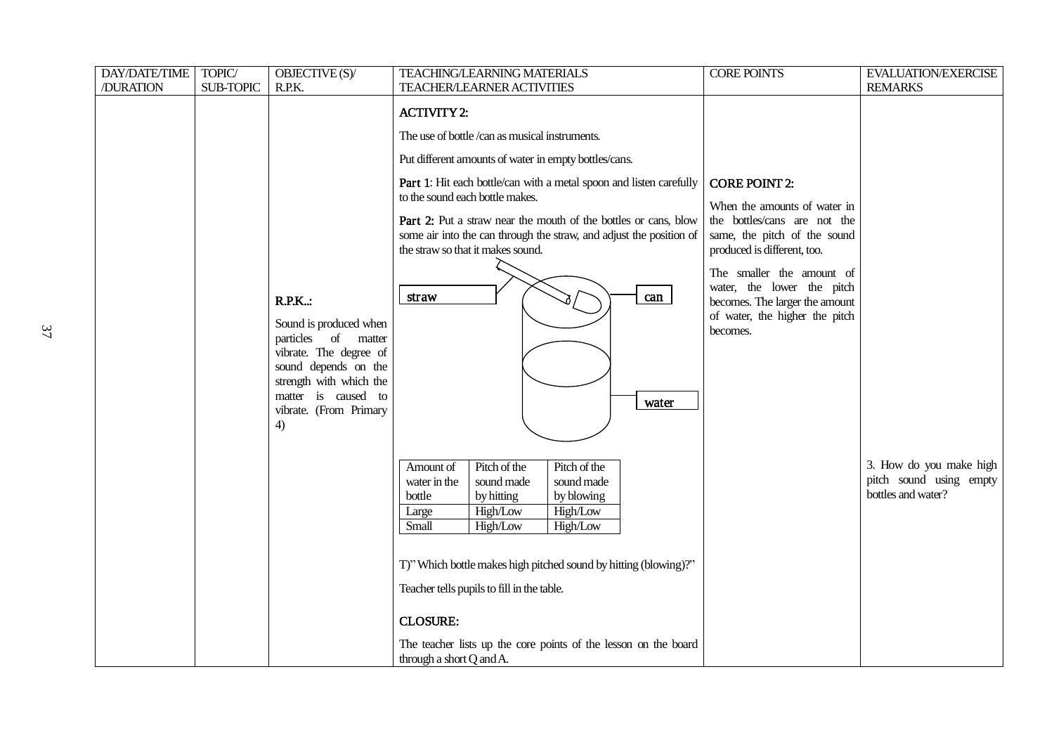| DAY/DATE/TIME /DURATION | TOPIC/ SUB-TOPIC | OBJECTIVE (S)/ R.P.K. | TEACHING/LEARNING MATERIALS TEACHER/LEARNER ACTIVITIES | CORE POINTS | EVALUATION/EXERCISE REMARKS |
|---|---|---|---|---|---|
| | | **R.P.K..:** Sound is produced when particles of matter vibrate. The degree of sound depends on the strength with which the matter is caused to vibrate. (From Primary 4) | **ACTIVITY 2:** The use of bottle /can as musical instruments. Put different amounts of water in empty bottles/cans. **Part 1**: Hit each bottle/can with a metal spoon and listen carefully to the sound each bottle makes. **Part 2:** Put a straw near the mouth of the bottles or cans, blow some air into the can through the straw, and adjust the position of the straw so that it makes sound. [Diagram labels: straw, can, water] | **CORE POINT 2:** When the amounts of water in the bottles/cans are not the same, the pitch of the sound produced is different, too. The smaller the amount of water, the lower the pitch becomes. The larger the amount of water, the higher the pitch becomes. | 3. How do you make high pitch sound using empty bottles and water? |

| Amount of water in the bottle | Pitch of the sound made by hitting | Pitch of the sound made by blowing |
|---|---|---|
| Large | High/Low | High/Low |
| Small | High/Low | High/Low |

T)" Which bottle makes high pitched sound by hitting (blowing)?"

Teacher tells pupils to fill in the table.

**CLOSURE:**

The teacher lists up the core points of the lesson on the board through a short Q and A.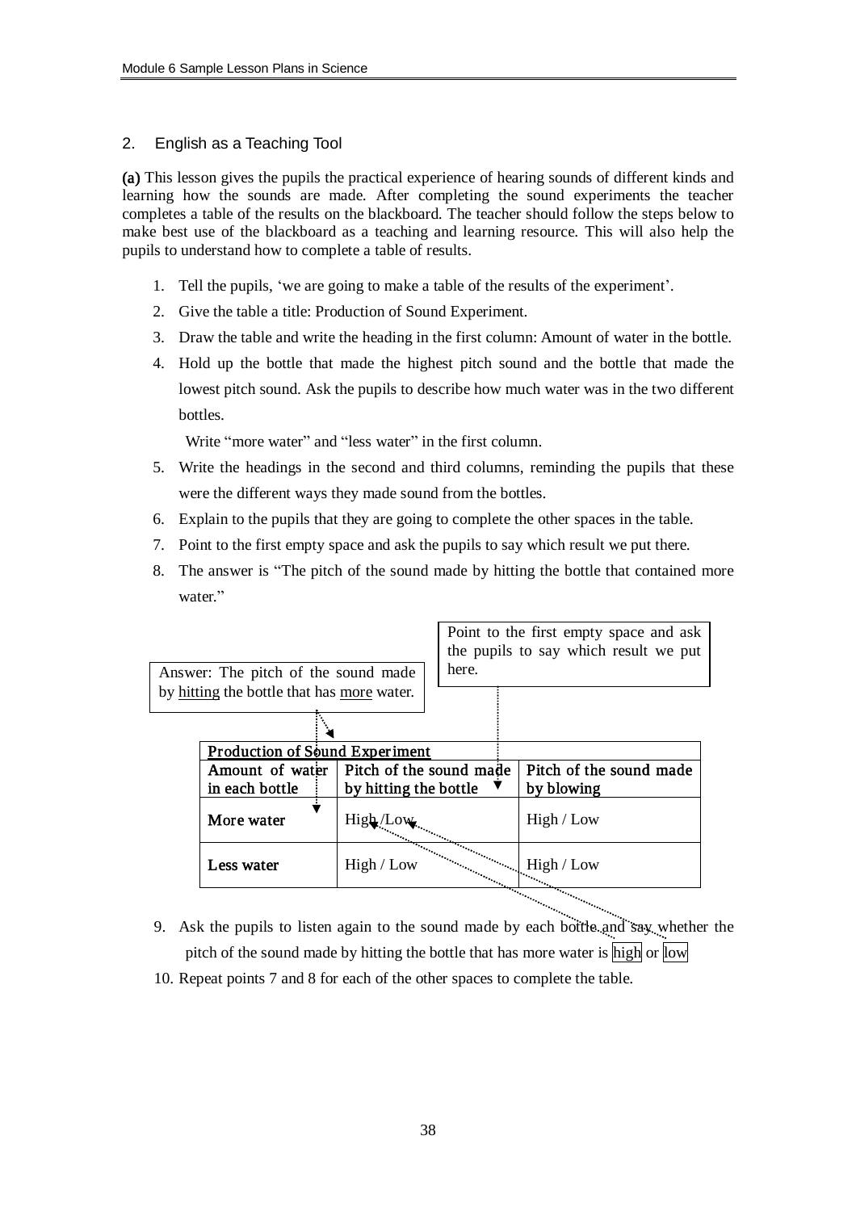## 2. English as a Teaching Tool

**(a)** This lesson gives the pupils the practical experience of hearing sounds of different kinds and learning how the sounds are made. After completing the sound experiments the teacher completes a table of the results on the blackboard. The teacher should follow the steps below to make best use of the blackboard as a teaching and learning resource. This will also help the pupils to understand how to complete a table of results.

1. Tell the pupils, 'we are going to make a table of the results of the experiment'.
2. Give the table a title: Production of Sound Experiment.
3. Draw the table and write the heading in the first column: Amount of water in the bottle.
4. Hold up the bottle that made the highest pitch sound and the bottle that made the lowest pitch sound. Ask the pupils to describe how much water was in the two different bottles.

   Write "more water" and "less water" in the first column.
5. Write the headings in the second and third columns, reminding the pupils that these were the different ways they made sound from the bottles.
6. Explain to the pupils that they are going to complete the other spaces in the table.
7. Point to the first empty space and ask the pupils to say which result we put there.
8. The answer is "The pitch of the sound made by hitting the bottle that contained more water."

Point to the first empty space and ask the pupils to say which result we put here.

Answer: The pitch of the sound made by hitting the bottle that has more water.

**Production of Sound Experiment**

| Amount of water in each bottle | Pitch of the sound made by hitting the bottle | Pitch of the sound made by blowing |
|---|---|---|
| More water | High /Low | High / Low |
| Less water | High / Low | High / Low |

9. Ask the pupils to listen again to the sound made by each bottle and say whether the pitch of the sound made by hitting the bottle that has more water is high or low
10. Repeat points 7 and 8 for each of the other spaces to complete the table.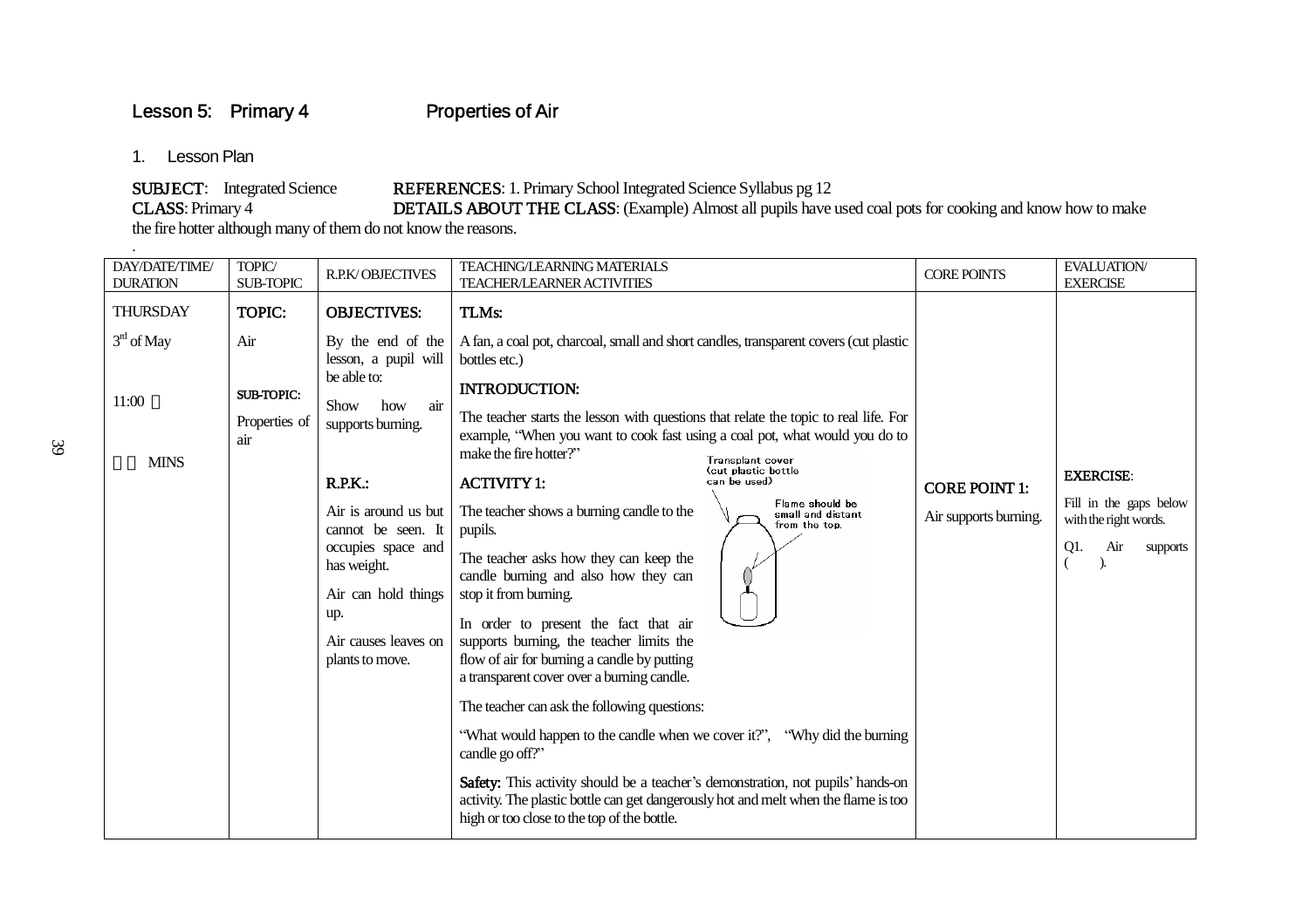## Lesson 5: Primary 4 Properties of Air

1. Lesson Plan

**SUBJECT**: Integrated Science **REFERENCES**: 1. Primary School Integrated Science Syllabus pg 12
**CLASS**: Primary 4 **DETAILS ABOUT THE CLASS**: (Example) Almost all pupils have used coal pots for cooking and know how to make the fire hotter although many of them do not know the reasons.

| DAY/DATE/TIME/ DURATION | TOPIC/ SUB-TOPIC | R.P.K/ OBJECTIVES | TEACHING/LEARNING MATERIALS TEACHER/LEARNER ACTIVITIES | CORE POINTS | EVALUATION/ EXERCISE |
|---|---|---|---|---|---|
| THURSDAY<br><br>3rd of May<br><br>11:00 ～<br><br>　　MINS | **TOPIC:**<br><br>Air<br><br>**SUB-TOPIC:**<br><br>Properties of air | **OBJECTIVES:**<br><br>By the end of the lesson, a pupil will be able to:<br><br>Show how air supports burning.<br><br>**R.P.K.:**<br><br>Air is around us but cannot be seen. It occupies space and has weight.<br><br>Air can hold things up.<br><br>Air causes leaves on plants to move. | **TLMs:**<br><br>A fan, a coal pot, charcoal, small and short candles, transparent covers (cut plastic bottles etc.)<br><br>**INTRODUCTION:**<br><br>The teacher starts the lesson with questions that relate the topic to real life. For example, "When you want to cook fast using a coal pot, what would you do to make the fire hotter?"<br><br>**ACTIVITY 1:**<br><br>The teacher shows a burning candle to the pupils.<br><br>The teacher asks how they can keep the candle burning and also how they can stop it from burning.<br><br>In order to present the fact that air supports burning, the teacher limits the flow of air for burning a candle by putting a transparent cover over a burning candle.<br><br>Transplant cover (cut plastic bottle can be used)<br>Flame should be small and distant from the top.<br><br>The teacher can ask the following questions:<br><br>"What would happen to the candle when we cover it?", "Why did the burning candle go off?"<br><br>**Safety:** This activity should be a teacher's demonstration, not pupils' hands-on activity. The plastic bottle can get dangerously hot and melt when the flame is too high or too close to the top of the bottle. | **CORE POINT 1:**<br><br>Air supports burning. | **EXERCISE**:<br><br>Fill in the gaps below with the right words.<br><br>Q1. Air supports (　　). |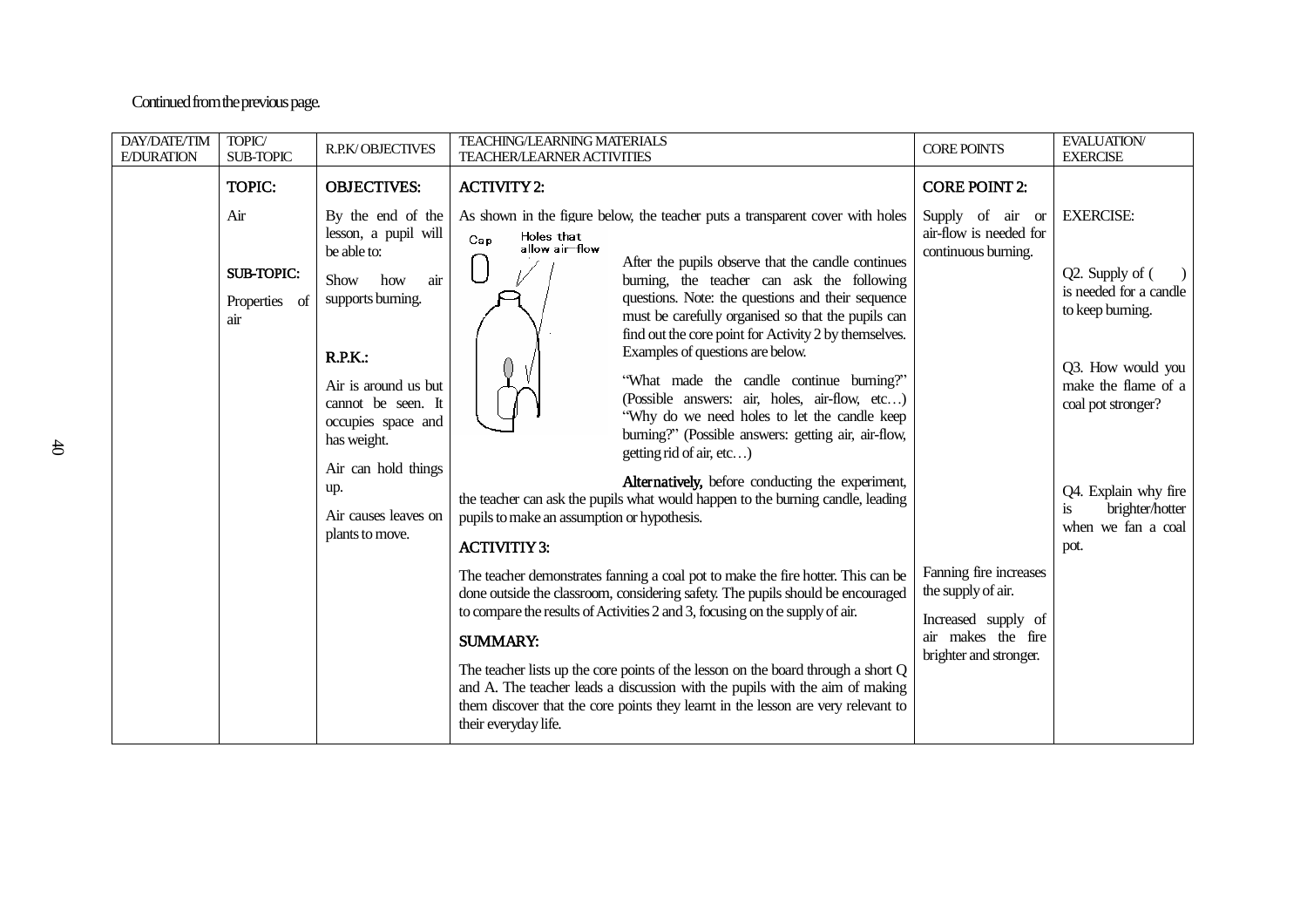Continued from the previous page.

| DAY/DATE/TIME/DURATION | TOPIC/ SUB-TOPIC | R.P.K/ OBJECTIVES | TEACHING/LEARNING MATERIALS TEACHER/LEARNER ACTIVITIES | CORE POINTS | EVALUATION/ EXERCISE |
|---|---|---|---|---|---|
| | **TOPIC:**<br><br>Air<br><br>**SUB-TOPIC:**<br><br>Properties of air | **OBJECTIVES:**<br><br>By the end of the lesson, a pupil will be able to:<br><br>Show how air supports burning.<br><br>**R.P.K.:**<br><br>Air is around us but cannot be seen. It occupies space and has weight.<br><br>Air can hold things up.<br><br>Air causes leaves on plants to move. | **ACTIVITY 2:**<br><br>As shown in the figure below, the teacher puts a transparent cover with holes<br><br>Cap; Holes that allow air-flow<br><br>After the pupils observe that the candle continues burning, the teacher can ask the following questions. Note: the questions and their sequence must be carefully organised so that the pupils can find out the core point for Activity 2 by themselves. Examples of questions are below.<br><br>"What made the candle continue burning?" (Possible answers: air, holes, air-flow, etc…)<br>"Why do we need holes to let the candle keep burning?" (Possible answers: getting air, air-flow, getting rid of air, etc…)<br><br>**Alternatively,** before conducting the experiment, the teacher can ask the pupils what would happen to the burning candle, leading pupils to make an assumption or hypothesis.<br><br>**ACTIVITIY 3:**<br><br>The teacher demonstrates fanning a coal pot to make the fire hotter. This can be done outside the classroom, considering safety. The pupils should be encouraged to compare the results of Activities 2 and 3, focusing on the supply of air.<br><br>**SUMMARY:**<br><br>The teacher lists up the core points of the lesson on the board through a short Q and A. The teacher leads a discussion with the pupils with the aim of making them discover that the core points they learnt in the lesson are very relevant to their everyday life. | **CORE POINT 2:**<br><br>Supply of air or air-flow is needed for continuous burning.<br><br>Fanning fire increases the supply of air.<br><br>Increased supply of air makes the fire brighter and stronger. | EXERCISE:<br><br>Q2. Supply of (    ) is needed for a candle to keep burning.<br><br>Q3. How would you make the flame of a coal pot stronger?<br><br>Q4. Explain why fire is brighter/hotter when we fan a coal pot. |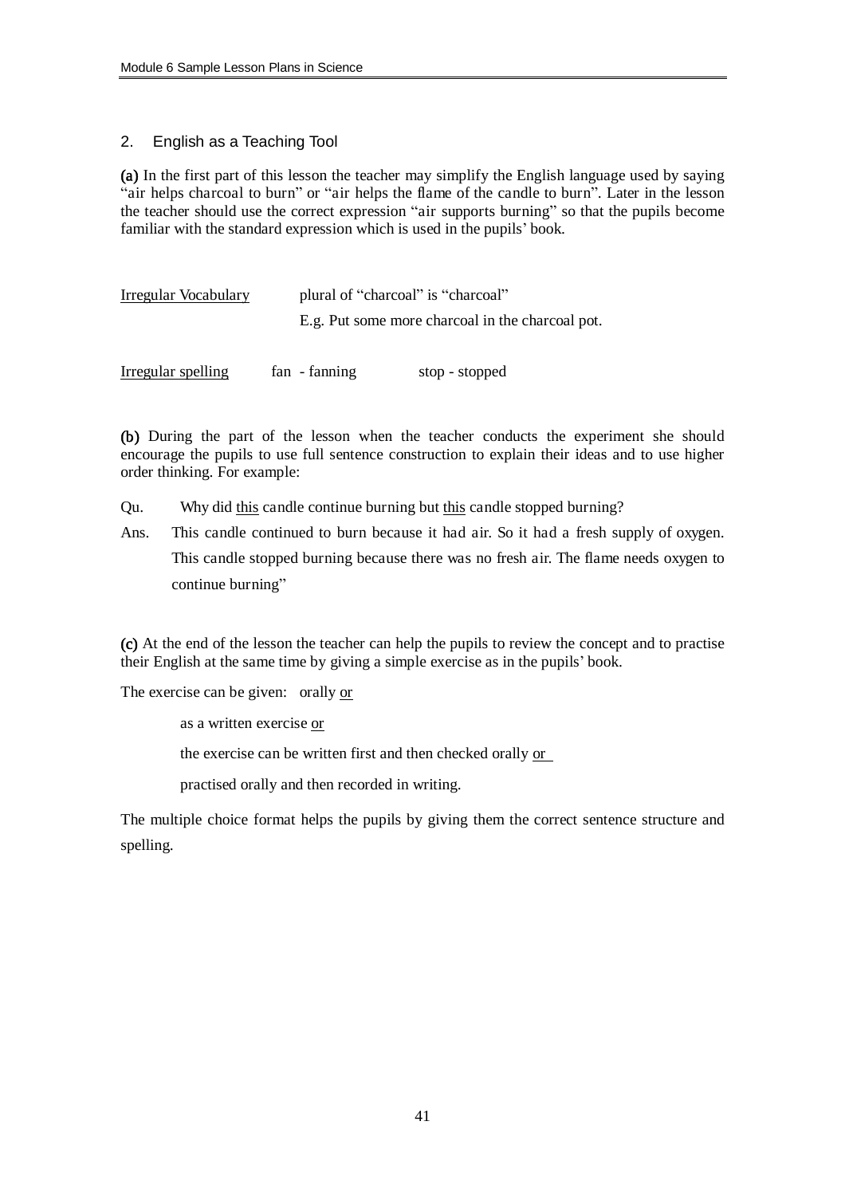## 2. English as a Teaching Tool

**(a)** In the first part of this lesson the teacher may simplify the English language used by saying "air helps charcoal to burn" or "air helps the flame of the candle to burn". Later in the lesson the teacher should use the correct expression "air supports burning" so that the pupils become familiar with the standard expression which is used in the pupils' book.

| | |
|---|---|
| <u>Irregular Vocabulary</u> | plural of "charcoal" is "charcoal"<br>E.g. Put some more charcoal in the charcoal pot. |
| <u>Irregular spelling</u> | fan - fanning &nbsp;&nbsp;&nbsp; stop - stopped |

**(b)** During the part of the lesson when the teacher conducts the experiment she should encourage the pupils to use full sentence construction to explain their ideas and to use higher order thinking. For example:

Qu. Why did <u>this</u> candle continue burning but <u>this</u> candle stopped burning?

Ans. This candle continued to burn because it had air. So it had a fresh supply of oxygen. This candle stopped burning because there was no fresh air. The flame needs oxygen to continue burning"

**(c)** At the end of the lesson the teacher can help the pupils to review the concept and to practise their English at the same time by giving a simple exercise as in the pupils' book.

The exercise can be given: orally <u>or</u>

as a written exercise <u>or</u>

the exercise can be written first and then checked orally <u>or</u>

practised orally and then recorded in writing.

The multiple choice format helps the pupils by giving them the correct sentence structure and spelling.